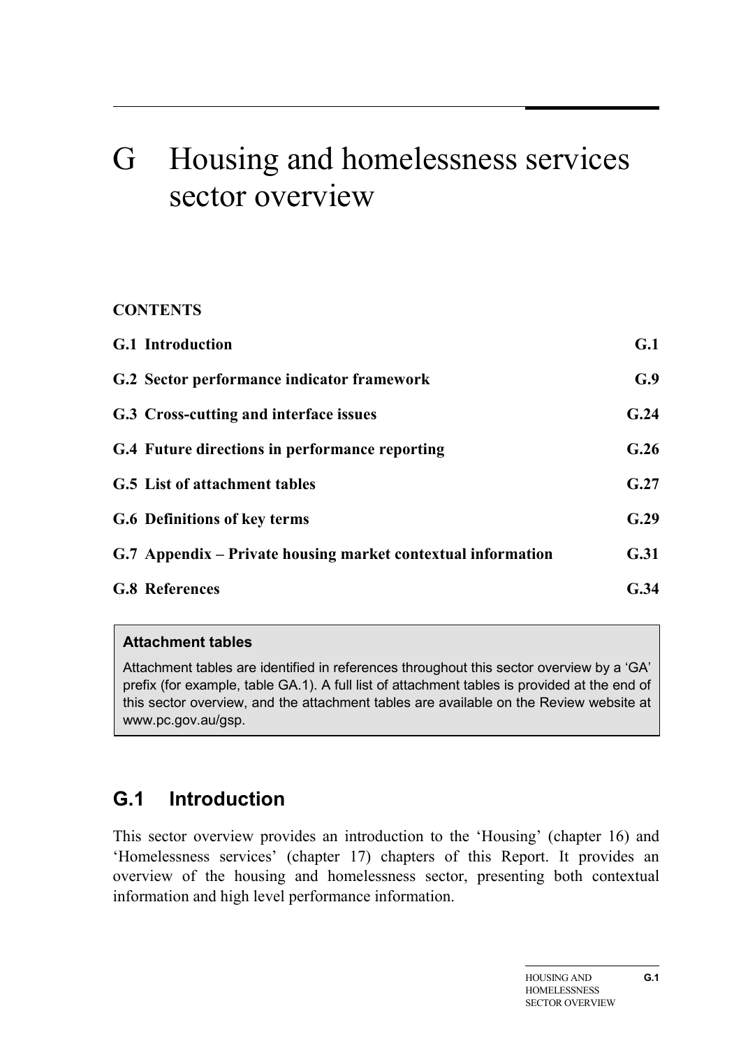# G Housing and homelessness services sector overview

**CONTENTS**

| | |
|---|---|
| **G.1 Introduction** | **G.1** |
| **G.2 Sector performance indicator framework** | **G.9** |
| **G.3 Cross-cutting and interface issues** | **G.24** |
| **G.4 Future directions in performance reporting** | **G.26** |
| **G.5 List of attachment tables** | **G.27** |
| **G.6 Definitions of key terms** | **G.29** |
| **G.7 Appendix – Private housing market contextual information** | **G.31** |
| **G.8 References** | **G.34** |

> **Attachment tables**
>
> Attachment tables are identified in references throughout this sector overview by a 'GA' prefix (for example, table GA.1). A full list of attachment tables is provided at the end of this sector overview, and the attachment tables are available on the Review website at www.pc.gov.au/gsp.

## G.1 Introduction

This sector overview provides an introduction to the 'Housing' (chapter 16) and 'Homelessness services' (chapter 17) chapters of this Report. It provides an overview of the housing and homelessness sector, presenting both contextual information and high level performance information.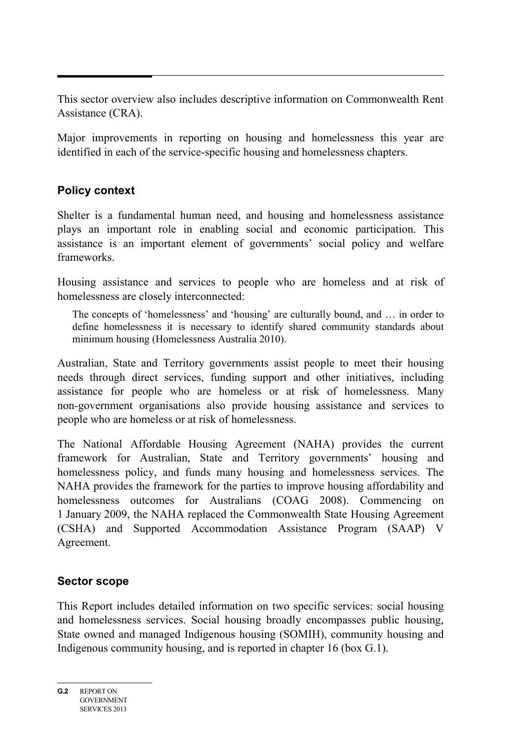This sector overview also includes descriptive information on Commonwealth Rent Assistance (CRA).

Major improvements in reporting on housing and homelessness this year are identified in each of the service-specific housing and homelessness chapters.

## Policy context

Shelter is a fundamental human need, and housing and homelessness assistance plays an important role in enabling social and economic participation. This assistance is an important element of governments' social policy and welfare frameworks.

Housing assistance and services to people who are homeless and at risk of homelessness are closely interconnected:

> The concepts of 'homelessness' and 'housing' are culturally bound, and … in order to define homelessness it is necessary to identify shared community standards about minimum housing (Homelessness Australia 2010).

Australian, State and Territory governments assist people to meet their housing needs through direct services, funding support and other initiatives, including assistance for people who are homeless or at risk of homelessness. Many non-government organisations also provide housing assistance and services to people who are homeless or at risk of homelessness.

The National Affordable Housing Agreement (NAHA) provides the current framework for Australian, State and Territory governments' housing and homelessness policy, and funds many housing and homelessness services. The NAHA provides the framework for the parties to improve housing affordability and homelessness outcomes for Australians (COAG 2008). Commencing on 1 January 2009, the NAHA replaced the Commonwealth State Housing Agreement (CSHA) and Supported Accommodation Assistance Program (SAAP) V Agreement.

## Sector scope

This Report includes detailed information on two specific services: social housing and homelessness services. Social housing broadly encompasses public housing, State owned and managed Indigenous housing (SOMIH), community housing and Indigenous community housing, and is reported in chapter 16 (box G.1).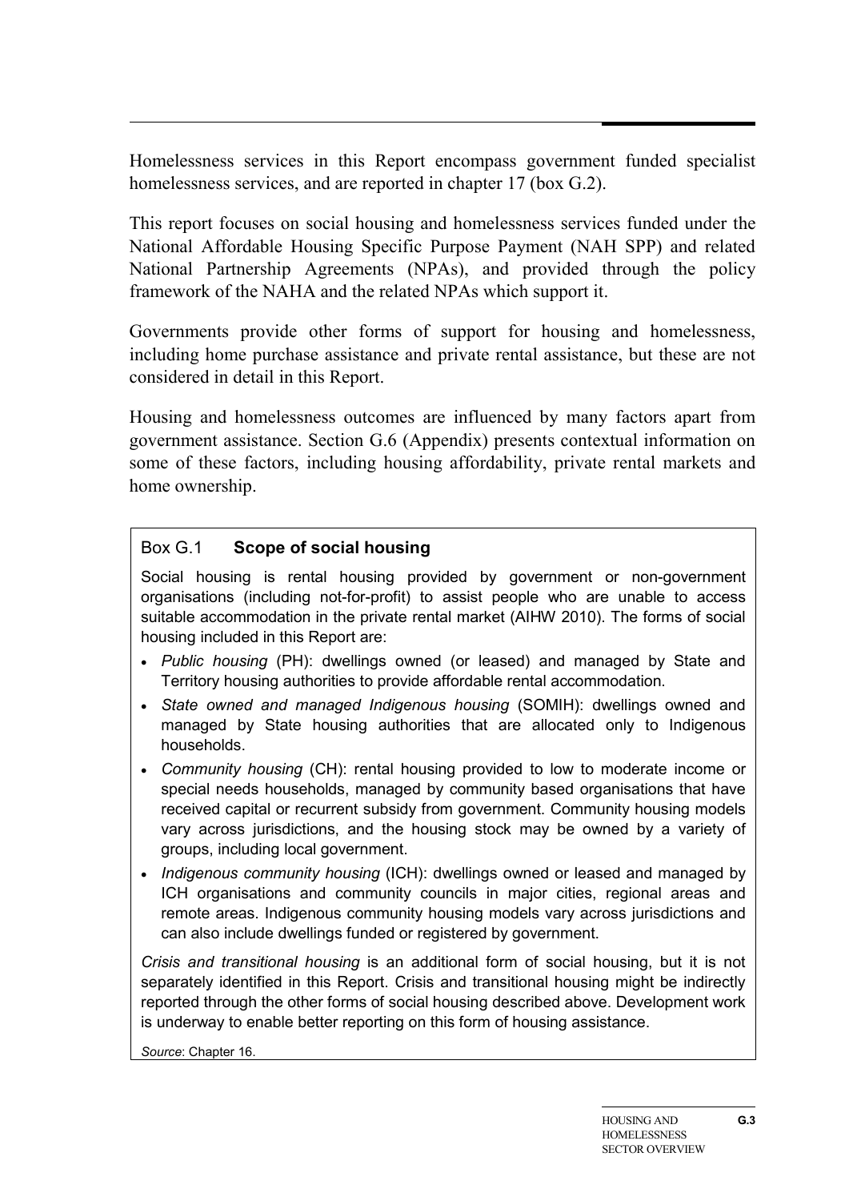Homelessness services in this Report encompass government funded specialist homelessness services, and are reported in chapter 17 (box G.2).

This report focuses on social housing and homelessness services funded under the National Affordable Housing Specific Purpose Payment (NAH SPP) and related National Partnership Agreements (NPAs), and provided through the policy framework of the NAHA and the related NPAs which support it.

Governments provide other forms of support for housing and homelessness, including home purchase assistance and private rental assistance, but these are not considered in detail in this Report.

Housing and homelessness outcomes are influenced by many factors apart from government assistance. Section G.6 (Appendix) presents contextual information on some of these factors, including housing affordability, private rental markets and home ownership.

> **Box G.1 Scope of social housing**
>
> Social housing is rental housing provided by government or non-government organisations (including not-for-profit) to assist people who are unable to access suitable accommodation in the private rental market (AIHW 2010). The forms of social housing included in this Report are:
>
> - *Public housing* (PH): dwellings owned (or leased) and managed by State and Territory housing authorities to provide affordable rental accommodation.
> - *State owned and managed Indigenous housing* (SOMIH): dwellings owned and managed by State housing authorities that are allocated only to Indigenous households.
> - *Community housing* (CH): rental housing provided to low to moderate income or special needs households, managed by community based organisations that have received capital or recurrent subsidy from government. Community housing models vary across jurisdictions, and the housing stock may be owned by a variety of groups, including local government.
> - *Indigenous community housing* (ICH): dwellings owned or leased and managed by ICH organisations and community councils in major cities, regional areas and remote areas. Indigenous community housing models vary across jurisdictions and can also include dwellings funded or registered by government.
>
> *Crisis and transitional housing* is an additional form of social housing, but it is not separately identified in this Report. Crisis and transitional housing might be indirectly reported through the other forms of social housing described above. Development work is underway to enable better reporting on this form of housing assistance.
>
> *Source*: Chapter 16.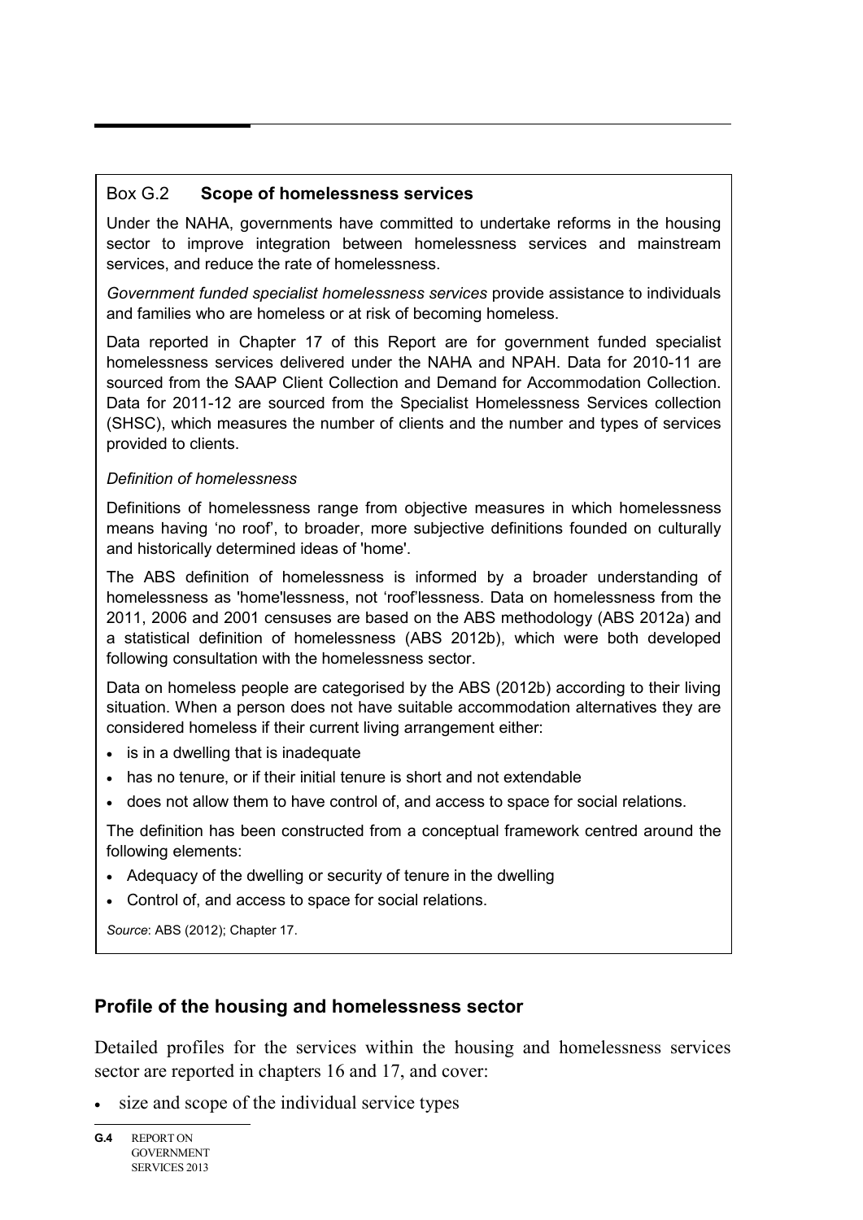### Box G.2 **Scope of homelessness services**

Under the NAHA, governments have committed to undertake reforms in the housing sector to improve integration between homelessness services and mainstream services, and reduce the rate of homelessness.

*Government funded specialist homelessness services* provide assistance to individuals and families who are homeless or at risk of becoming homeless.

Data reported in Chapter 17 of this Report are for government funded specialist homelessness services delivered under the NAHA and NPAH. Data for 2010-11 are sourced from the SAAP Client Collection and Demand for Accommodation Collection. Data for 2011-12 are sourced from the Specialist Homelessness Services collection (SHSC), which measures the number of clients and the number and types of services provided to clients.

*Definition of homelessness*

Definitions of homelessness range from objective measures in which homelessness means having 'no roof', to broader, more subjective definitions founded on culturally and historically determined ideas of 'home'.

The ABS definition of homelessness is informed by a broader understanding of homelessness as 'home'lessness, not 'roof'lessness. Data on homelessness from the 2011, 2006 and 2001 censuses are based on the ABS methodology (ABS 2012a) and a statistical definition of homelessness (ABS 2012b), which were both developed following consultation with the homelessness sector.

Data on homeless people are categorised by the ABS (2012b) according to their living situation. When a person does not have suitable accommodation alternatives they are considered homeless if their current living arrangement either:

- is in a dwelling that is inadequate
- has no tenure, or if their initial tenure is short and not extendable
- does not allow them to have control of, and access to space for social relations.

The definition has been constructed from a conceptual framework centred around the following elements:

- Adequacy of the dwelling or security of tenure in the dwelling
- Control of, and access to space for social relations.

*Source*: ABS (2012); Chapter 17.

## Profile of the housing and homelessness sector

Detailed profiles for the services within the housing and homelessness services sector are reported in chapters 16 and 17, and cover:

- size and scope of the individual service types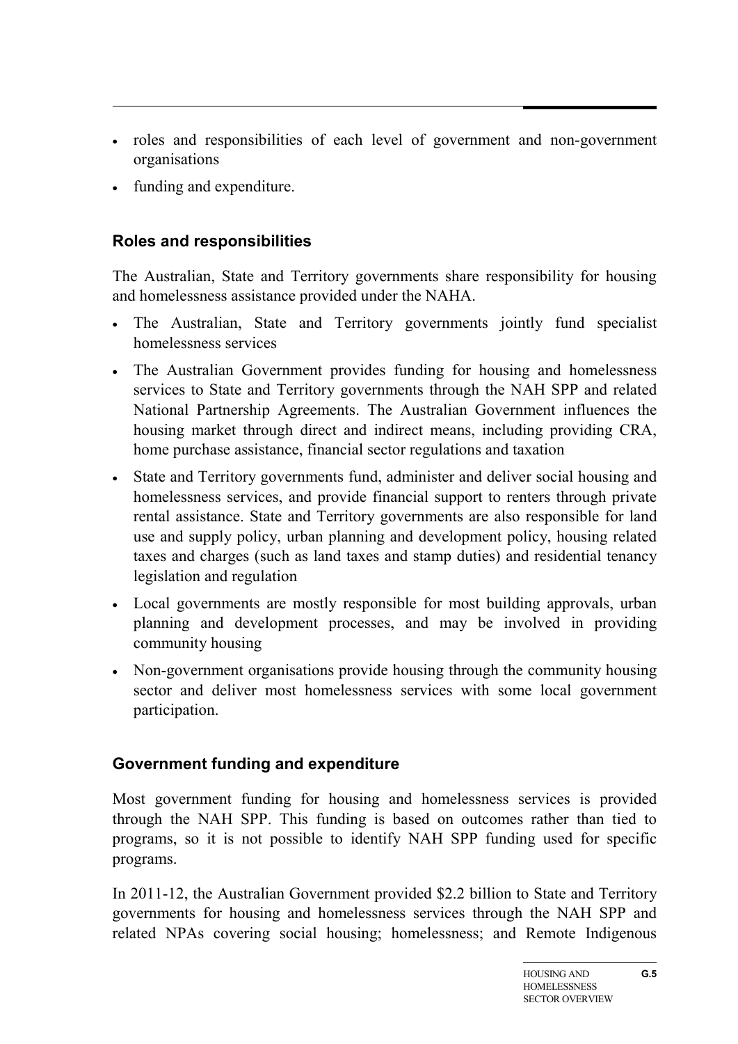- roles and responsibilities of each level of government and non-government organisations
- funding and expenditure.

### Roles and responsibilities

The Australian, State and Territory governments share responsibility for housing and homelessness assistance provided under the NAHA.

- The Australian, State and Territory governments jointly fund specialist homelessness services
- The Australian Government provides funding for housing and homelessness services to State and Territory governments through the NAH SPP and related National Partnership Agreements. The Australian Government influences the housing market through direct and indirect means, including providing CRA, home purchase assistance, financial sector regulations and taxation
- State and Territory governments fund, administer and deliver social housing and homelessness services, and provide financial support to renters through private rental assistance. State and Territory governments are also responsible for land use and supply policy, urban planning and development policy, housing related taxes and charges (such as land taxes and stamp duties) and residential tenancy legislation and regulation
- Local governments are mostly responsible for most building approvals, urban planning and development processes, and may be involved in providing community housing
- Non-government organisations provide housing through the community housing sector and deliver most homelessness services with some local government participation.

### Government funding and expenditure

Most government funding for housing and homelessness services is provided through the NAH SPP. This funding is based on outcomes rather than tied to programs, so it is not possible to identify NAH SPP funding used for specific programs.

In 2011-12, the Australian Government provided $2.2 billion to State and Territory governments for housing and homelessness services through the NAH SPP and related NPAs covering social housing; homelessness; and Remote Indigenous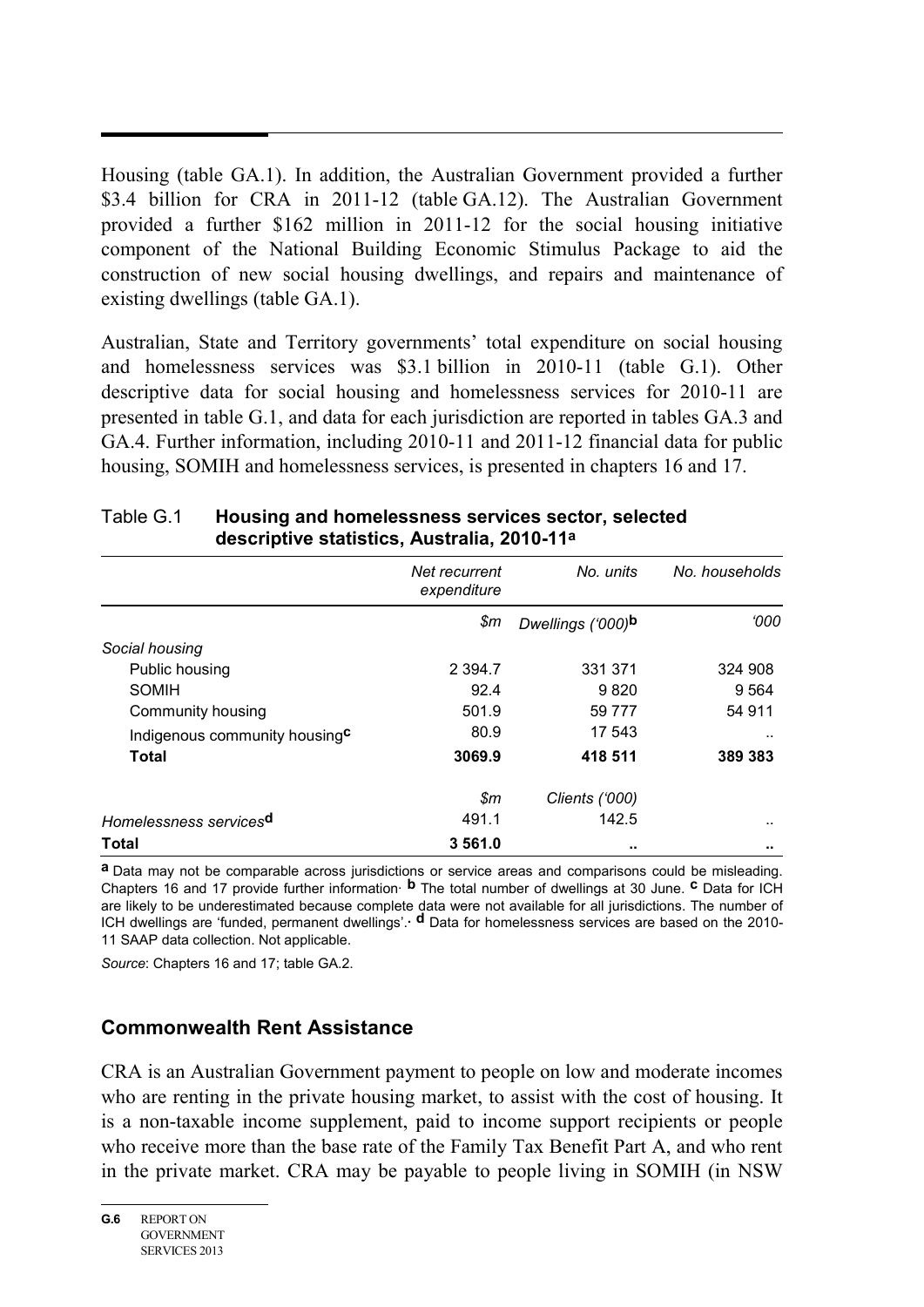Housing (table GA.1). In addition, the Australian Government provided a further $3.4 billion for CRA in 2011-12 (table GA.12). The Australian Government provided a further $162 million in 2011-12 for the social housing initiative component of the National Building Economic Stimulus Package to aid the construction of new social housing dwellings, and repairs and maintenance of existing dwellings (table GA.1).

Australian, State and Territory governments' total expenditure on social housing and homelessness services was $3.1 billion in 2010-11 (table G.1). Other descriptive data for social housing and homelessness services for 2010-11 are presented in table G.1, and data for each jurisdiction are reported in tables GA.3 and GA.4. Further information, including 2010-11 and 2011-12 financial data for public housing, SOMIH and homelessness services, is presented in chapters 16 and 17.

Table G.1 **Housing and homelessness services sector, selected descriptive statistics, Australia, 2010-11**[a]

| | *Net recurrent expenditure* | *No. units* | *No. households* |
|---|---|---|---|
| | *$m* | *Dwellings ('000)*[b] | *'000* |
| *Social housing* | | | |
| Public housing | 2 394.7 | 331 371 | 324 908 |
| SOMIH | 92.4 | 9 820 | 9 564 |
| Community housing | 501.9 | 59 777 | 54 911 |
| Indigenous community housing[c] | 80.9 | 17 543 | .. |
| **Total** | **3069.9** | **418 511** | **389 383** |
| | *$m* | *Clients ('000)* | |
| *Homelessness services*[d] | 491.1 | 142.5 | .. |
| **Total** | **3 561.0** | **..** | **..** |

**a** Data may not be comparable across jurisdictions or service areas and comparisons could be misleading. Chapters 16 and 17 provide further information. **b** The total number of dwellings at 30 June. **c** Data for ICH are likely to be underestimated because complete data were not available for all jurisdictions. The number of ICH dwellings are 'funded, permanent dwellings'. **d** Data for homelessness services are based on the 2010-11 SAAP data collection. Not applicable.

*Source*: Chapters 16 and 17; table GA.2.

## Commonwealth Rent Assistance

CRA is an Australian Government payment to people on low and moderate incomes who are renting in the private housing market, to assist with the cost of housing. It is a non-taxable income supplement, paid to income support recipients or people who receive more than the base rate of the Family Tax Benefit Part A, and who rent in the private market. CRA may be payable to people living in SOMIH (in NSW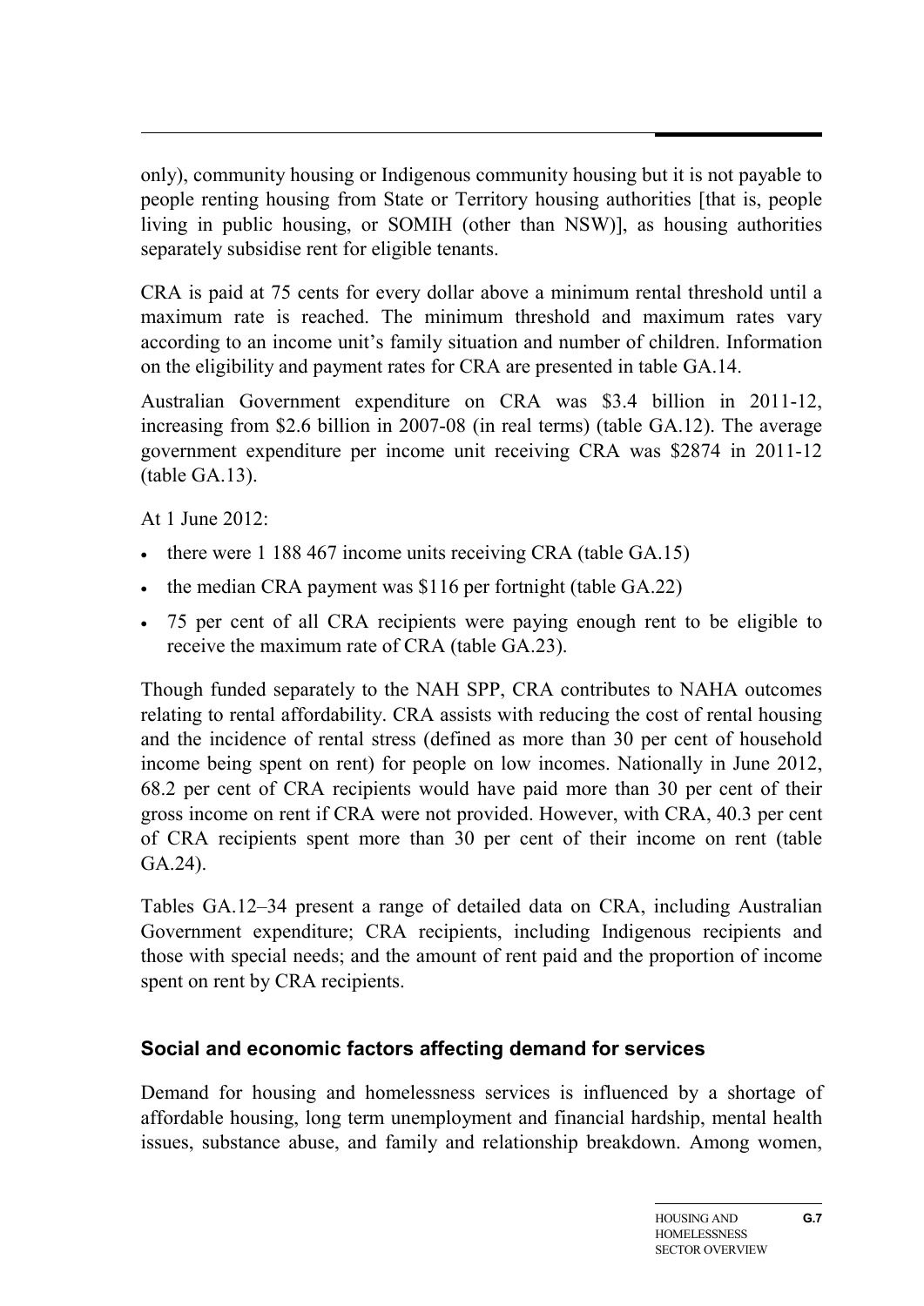only), community housing or Indigenous community housing but it is not payable to people renting housing from State or Territory housing authorities [that is, people living in public housing, or SOMIH (other than NSW)], as housing authorities separately subsidise rent for eligible tenants.

CRA is paid at 75 cents for every dollar above a minimum rental threshold until a maximum rate is reached. The minimum threshold and maximum rates vary according to an income unit's family situation and number of children. Information on the eligibility and payment rates for CRA are presented in table GA.14.

Australian Government expenditure on CRA was $3.4 billion in 2011-12, increasing from $2.6 billion in 2007-08 (in real terms) (table GA.12). The average government expenditure per income unit receiving CRA was $2874 in 2011-12 (table GA.13).

At 1 June 2012:

- there were 1 188 467 income units receiving CRA (table GA.15)
- the median CRA payment was $116 per fortnight (table GA.22)
- 75 per cent of all CRA recipients were paying enough rent to be eligible to receive the maximum rate of CRA (table GA.23).

Though funded separately to the NAH SPP, CRA contributes to NAHA outcomes relating to rental affordability. CRA assists with reducing the cost of rental housing and the incidence of rental stress (defined as more than 30 per cent of household income being spent on rent) for people on low incomes. Nationally in June 2012, 68.2 per cent of CRA recipients would have paid more than 30 per cent of their gross income on rent if CRA were not provided. However, with CRA, 40.3 per cent of CRA recipients spent more than 30 per cent of their income on rent (table GA.24).

Tables GA.12–34 present a range of detailed data on CRA, including Australian Government expenditure; CRA recipients, including Indigenous recipients and those with special needs; and the amount of rent paid and the proportion of income spent on rent by CRA recipients.

### Social and economic factors affecting demand for services

Demand for housing and homelessness services is influenced by a shortage of affordable housing, long term unemployment and financial hardship, mental health issues, substance abuse, and family and relationship breakdown. Among women,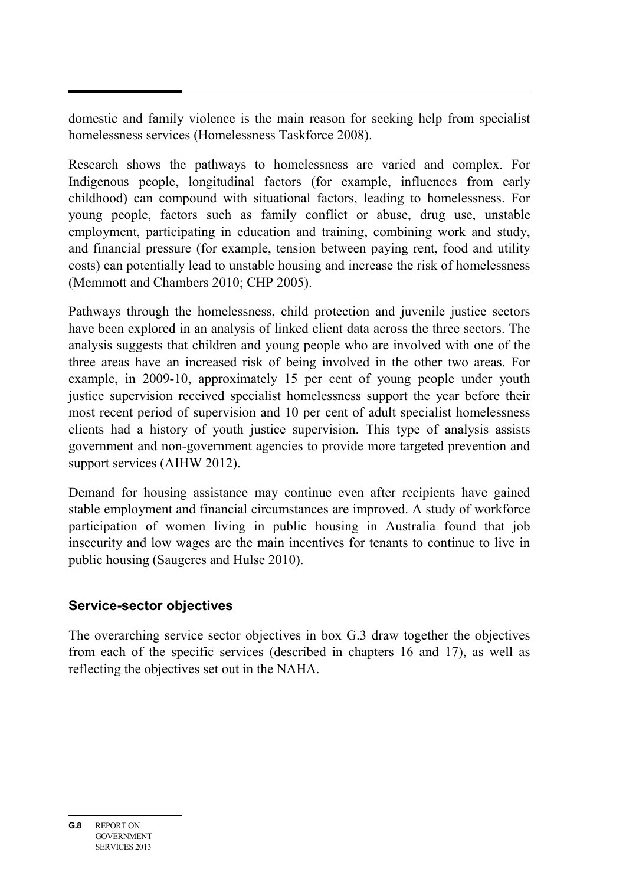domestic and family violence is the main reason for seeking help from specialist homelessness services (Homelessness Taskforce 2008).

Research shows the pathways to homelessness are varied and complex. For Indigenous people, longitudinal factors (for example, influences from early childhood) can compound with situational factors, leading to homelessness. For young people, factors such as family conflict or abuse, drug use, unstable employment, participating in education and training, combining work and study, and financial pressure (for example, tension between paying rent, food and utility costs) can potentially lead to unstable housing and increase the risk of homelessness (Memmott and Chambers 2010; CHP 2005).

Pathways through the homelessness, child protection and juvenile justice sectors have been explored in an analysis of linked client data across the three sectors. The analysis suggests that children and young people who are involved with one of the three areas have an increased risk of being involved in the other two areas. For example, in 2009-10, approximately 15 per cent of young people under youth justice supervision received specialist homelessness support the year before their most recent period of supervision and 10 per cent of adult specialist homelessness clients had a history of youth justice supervision. This type of analysis assists government and non-government agencies to provide more targeted prevention and support services (AIHW 2012).

Demand for housing assistance may continue even after recipients have gained stable employment and financial circumstances are improved. A study of workforce participation of women living in public housing in Australia found that job insecurity and low wages are the main incentives for tenants to continue to live in public housing (Saugeres and Hulse 2010).

## Service-sector objectives

The overarching service sector objectives in box G.3 draw together the objectives from each of the specific services (described in chapters 16 and 17), as well as reflecting the objectives set out in the NAHA.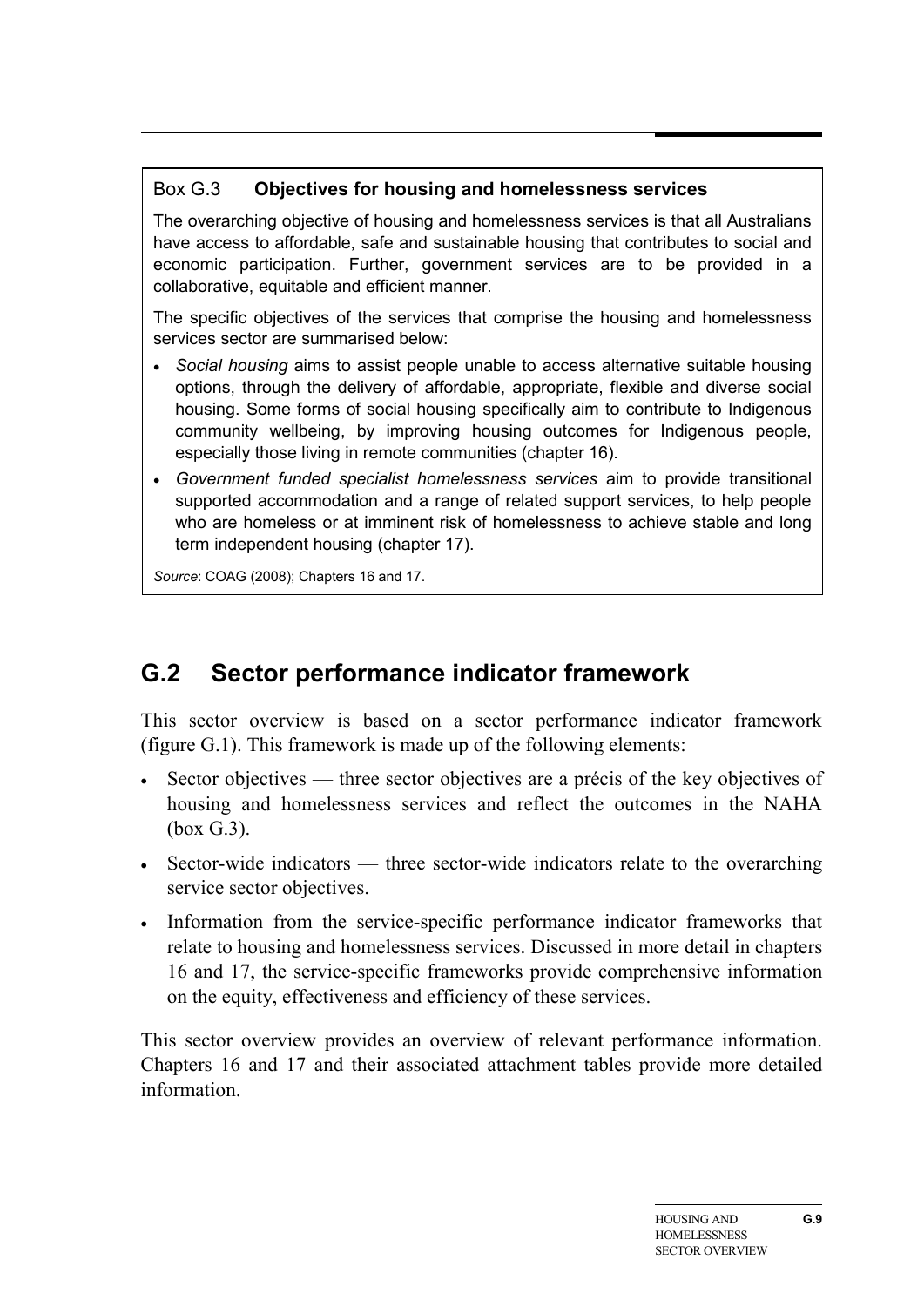**Box G.3 Objectives for housing and homelessness services**

The overarching objective of housing and homelessness services is that all Australians have access to affordable, safe and sustainable housing that contributes to social and economic participation. Further, government services are to be provided in a collaborative, equitable and efficient manner.

The specific objectives of the services that comprise the housing and homelessness services sector are summarised below:

- *Social housing* aims to assist people unable to access alternative suitable housing options, through the delivery of affordable, appropriate, flexible and diverse social housing. Some forms of social housing specifically aim to contribute to Indigenous community wellbeing, by improving housing outcomes for Indigenous people, especially those living in remote communities (chapter 16).
- *Government funded specialist homelessness services* aim to provide transitional supported accommodation and a range of related support services, to help people who are homeless or at imminent risk of homelessness to achieve stable and long term independent housing (chapter 17).

*Source*: COAG (2008); Chapters 16 and 17.

## G.2 Sector performance indicator framework

This sector overview is based on a sector performance indicator framework (figure G.1). This framework is made up of the following elements:

- Sector objectives — three sector objectives are a précis of the key objectives of housing and homelessness services and reflect the outcomes in the NAHA (box G.3).
- Sector-wide indicators — three sector-wide indicators relate to the overarching service sector objectives.
- Information from the service-specific performance indicator frameworks that relate to housing and homelessness services. Discussed in more detail in chapters 16 and 17, the service-specific frameworks provide comprehensive information on the equity, effectiveness and efficiency of these services.

This sector overview provides an overview of relevant performance information. Chapters 16 and 17 and their associated attachment tables provide more detailed information.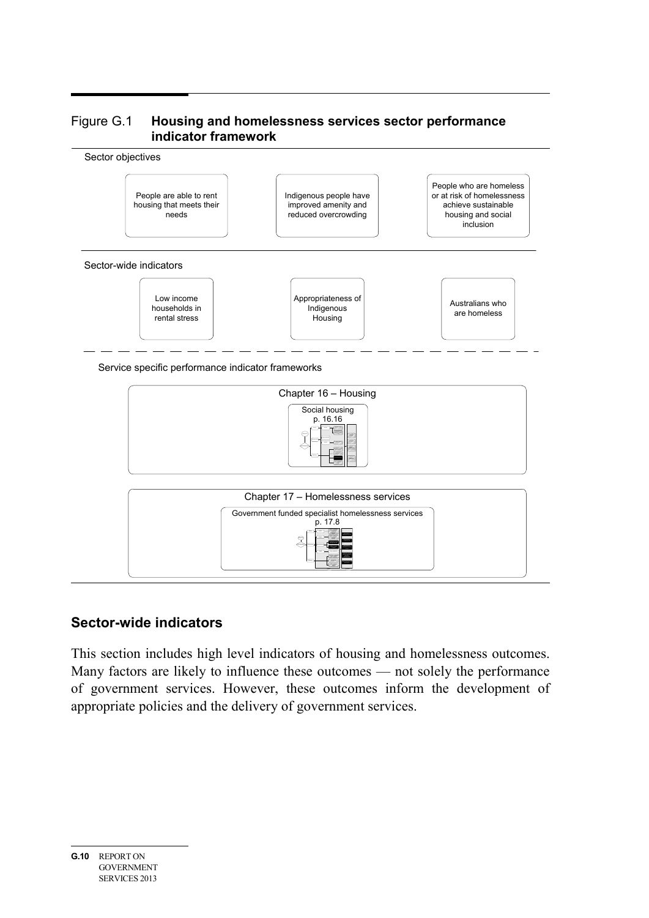Figure G.1 **Housing and homelessness services sector performance indicator framework**

Sector objectives

- People are able to rent housing that meets their needs
- Indigenous people have improved amenity and reduced overcrowding
- People who are homeless or at risk of homelessness achieve sustainable housing and social inclusion

Sector-wide indicators

- Low income households in rental stress
- Appropriateness of Indigenous Housing
- Australians who are homeless

Service specific performance indicator frameworks

Chapter 16 – Housing

Social housing p. 16.16

Chapter 17 – Homelessness services

Government funded specialist homelessness services p. 17.8

## Sector-wide indicators

This section includes high level indicators of housing and homelessness outcomes. Many factors are likely to influence these outcomes — not solely the performance of government services. However, these outcomes inform the development of appropriate policies and the delivery of government services.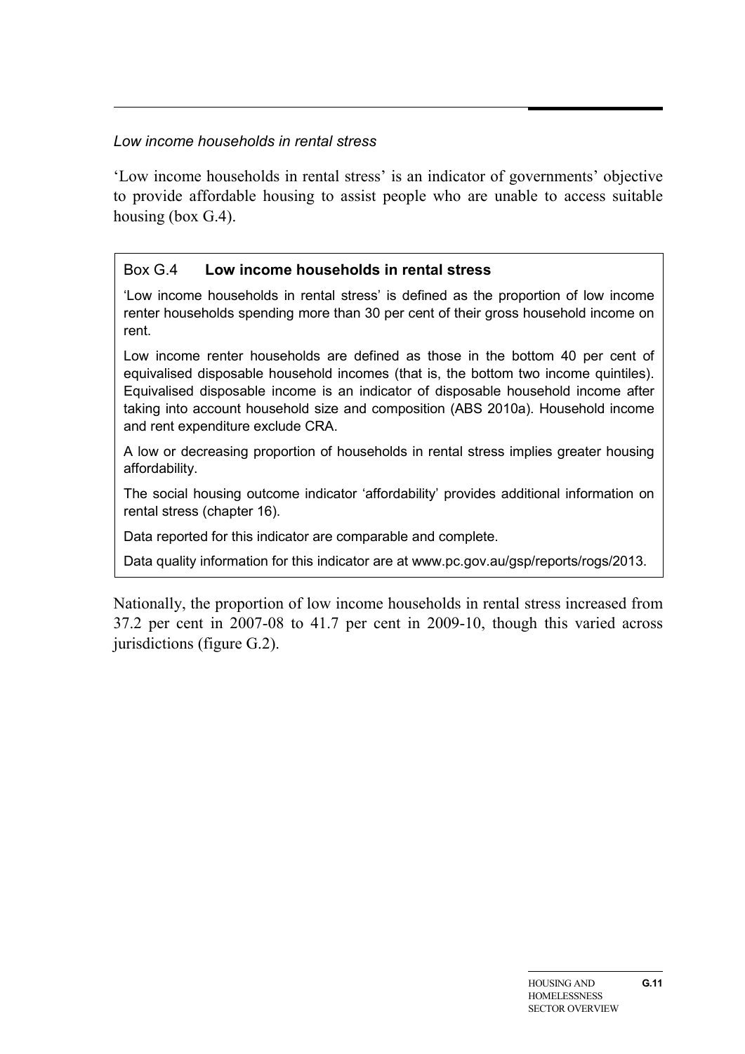*Low income households in rental stress*

'Low income households in rental stress' is an indicator of governments' objective to provide affordable housing to assist people who are unable to access suitable housing (box G.4).

> **Box G.4 Low income households in rental stress**
>
> 'Low income households in rental stress' is defined as the proportion of low income renter households spending more than 30 per cent of their gross household income on rent.
>
> Low income renter households are defined as those in the bottom 40 per cent of equivalised disposable household incomes (that is, the bottom two income quintiles). Equivalised disposable income is an indicator of disposable household income after taking into account household size and composition (ABS 2010a). Household income and rent expenditure exclude CRA.
>
> A low or decreasing proportion of households in rental stress implies greater housing affordability.
>
> The social housing outcome indicator 'affordability' provides additional information on rental stress (chapter 16).
>
> Data reported for this indicator are comparable and complete.
>
> Data quality information for this indicator are at www.pc.gov.au/gsp/reports/rogs/2013.

Nationally, the proportion of low income households in rental stress increased from 37.2 per cent in 2007-08 to 41.7 per cent in 2009-10, though this varied across jurisdictions (figure G.2).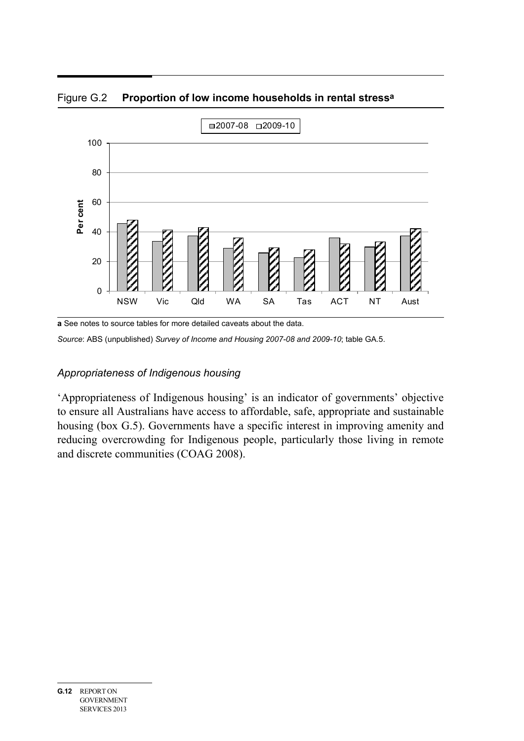Figure G.2 **Proportion of low income households in rental stress**[a]

a See notes to source tables for more detailed caveats about the data.

*Source*: ABS (unpublished) *Survey of Income and Housing 2007-08 and 2009-10*; table GA.5.

### *Appropriateness of Indigenous housing*

'Appropriateness of Indigenous housing' is an indicator of governments' objective to ensure all Australians have access to affordable, safe, appropriate and sustainable housing (box G.5). Governments have a specific interest in improving amenity and reducing overcrowding for Indigenous people, particularly those living in remote and discrete communities (COAG 2008).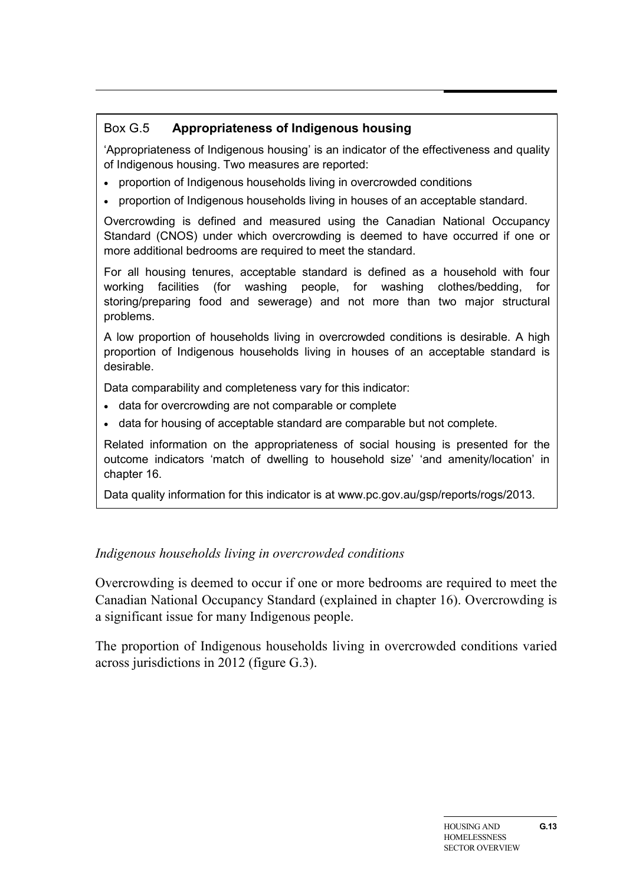**Box G.5 Appropriateness of Indigenous housing**

'Appropriateness of Indigenous housing' is an indicator of the effectiveness and quality of Indigenous housing. Two measures are reported:

- proportion of Indigenous households living in overcrowded conditions
- proportion of Indigenous households living in houses of an acceptable standard.

Overcrowding is defined and measured using the Canadian National Occupancy Standard (CNOS) under which overcrowding is deemed to have occurred if one or more additional bedrooms are required to meet the standard.

For all housing tenures, acceptable standard is defined as a household with four working facilities (for washing people, for washing clothes/bedding, for storing/preparing food and sewerage) and not more than two major structural problems.

A low proportion of households living in overcrowded conditions is desirable. A high proportion of Indigenous households living in houses of an acceptable standard is desirable.

Data comparability and completeness vary for this indicator:

- data for overcrowding are not comparable or complete
- data for housing of acceptable standard are comparable but not complete.

Related information on the appropriateness of social housing is presented for the outcome indicators 'match of dwelling to household size' 'and amenity/location' in chapter 16.

Data quality information for this indicator is at www.pc.gov.au/gsp/reports/rogs/2013.

*Indigenous households living in overcrowded conditions*

Overcrowding is deemed to occur if one or more bedrooms are required to meet the Canadian National Occupancy Standard (explained in chapter 16). Overcrowding is a significant issue for many Indigenous people.

The proportion of Indigenous households living in overcrowded conditions varied across jurisdictions in 2012 (figure G.3).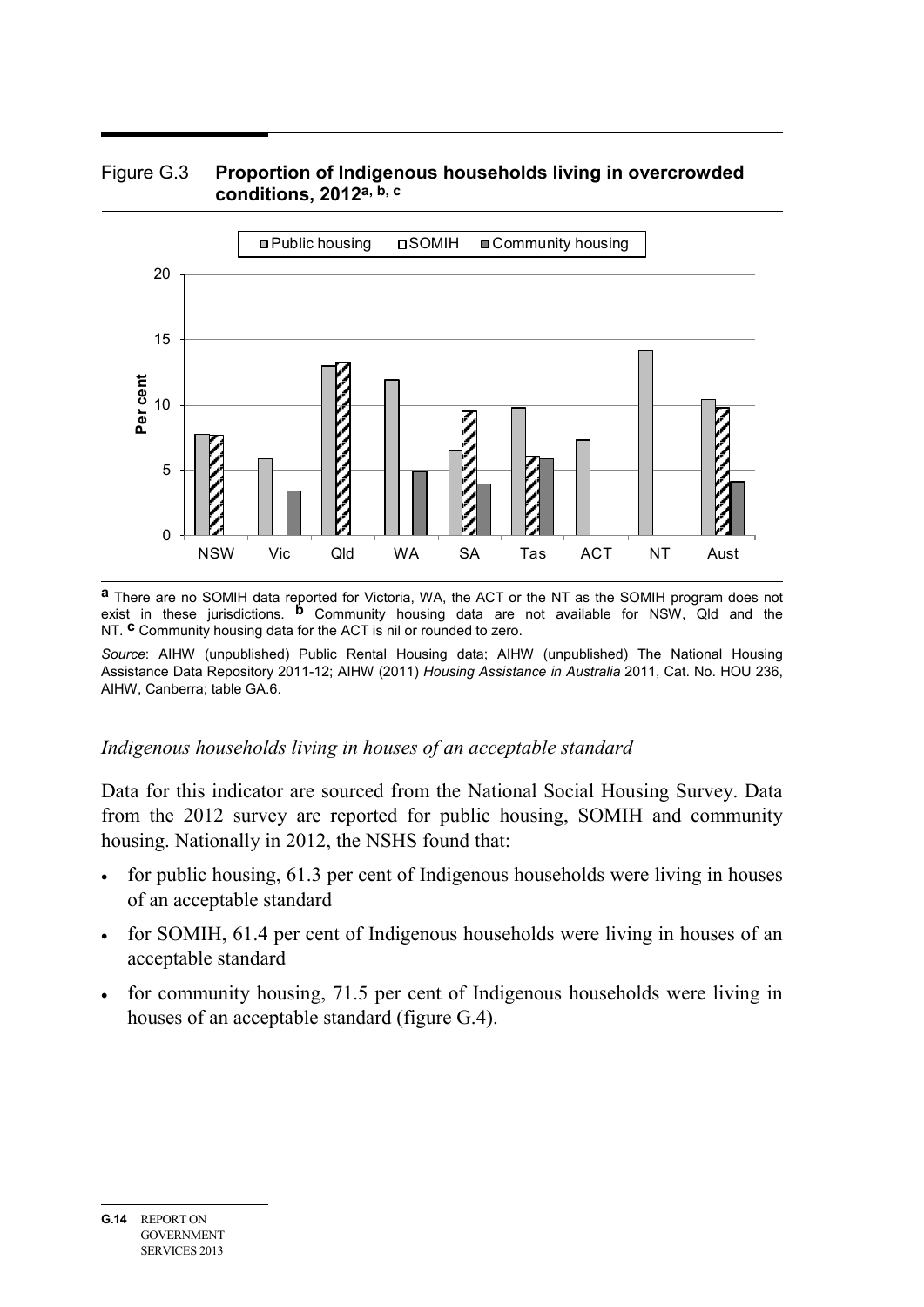Figure G.3 **Proportion of Indigenous households living in overcrowded conditions, 2012**[a, b, c]

[a] There are no SOMIH data reported for Victoria, WA, the ACT or the NT as the SOMIH program does not exist in these jurisdictions. [b] Community housing data are not available for NSW, Qld and the NT. [c] Community housing data for the ACT is nil or rounded to zero.

*Source*: AIHW (unpublished) Public Rental Housing data; AIHW (unpublished) The National Housing Assistance Data Repository 2011-12; AIHW (2011) *Housing Assistance in Australia* 2011, Cat. No. HOU 236, AIHW, Canberra; table GA.6.

### *Indigenous households living in houses of an acceptable standard*

Data for this indicator are sourced from the National Social Housing Survey. Data from the 2012 survey are reported for public housing, SOMIH and community housing. Nationally in 2012, the NSHS found that:

- for public housing, 61.3 per cent of Indigenous households were living in houses of an acceptable standard
- for SOMIH, 61.4 per cent of Indigenous households were living in houses of an acceptable standard
- for community housing, 71.5 per cent of Indigenous households were living in houses of an acceptable standard (figure G.4).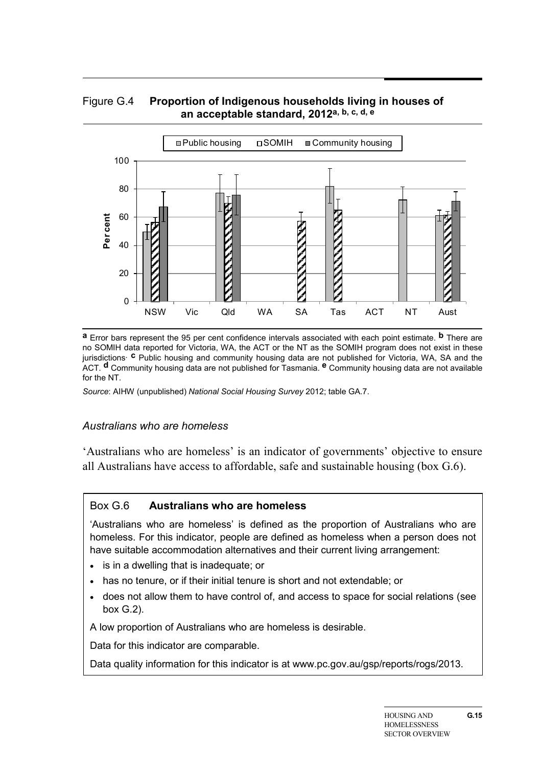Figure G.4 **Proportion of Indigenous households living in houses of an acceptable standard, 2012**[a, b, c, d, e]

[a] Error bars represent the 95 per cent confidence intervals associated with each point estimate. [b] There are no SOMIH data reported for Victoria, WA, the ACT or the NT as the SOMIH program does not exist in these jurisdictions. [c] Public housing and community housing data are not published for Victoria, WA, SA and the ACT. [d] Community housing data are not published for Tasmania. [e] Community housing data are not available for the NT.

*Source*: AIHW (unpublished) *National Social Housing Survey* 2012; table GA.7.

### *Australians who are homeless*

'Australians who are homeless' is an indicator of governments' objective to ensure all Australians have access to affordable, safe and sustainable housing (box G.6).

> **Box G.6 Australians who are homeless**
>
> 'Australians who are homeless' is defined as the proportion of Australians who are homeless. For this indicator, people are defined as homeless when a person does not have suitable accommodation alternatives and their current living arrangement:
>
> - is in a dwelling that is inadequate; or
> - has no tenure, or if their initial tenure is short and not extendable; or
> - does not allow them to have control of, and access to space for social relations (see box G.2).
>
> A low proportion of Australians who are homeless is desirable.
>
> Data for this indicator are comparable.
>
> Data quality information for this indicator is at www.pc.gov.au/gsp/reports/rogs/2013.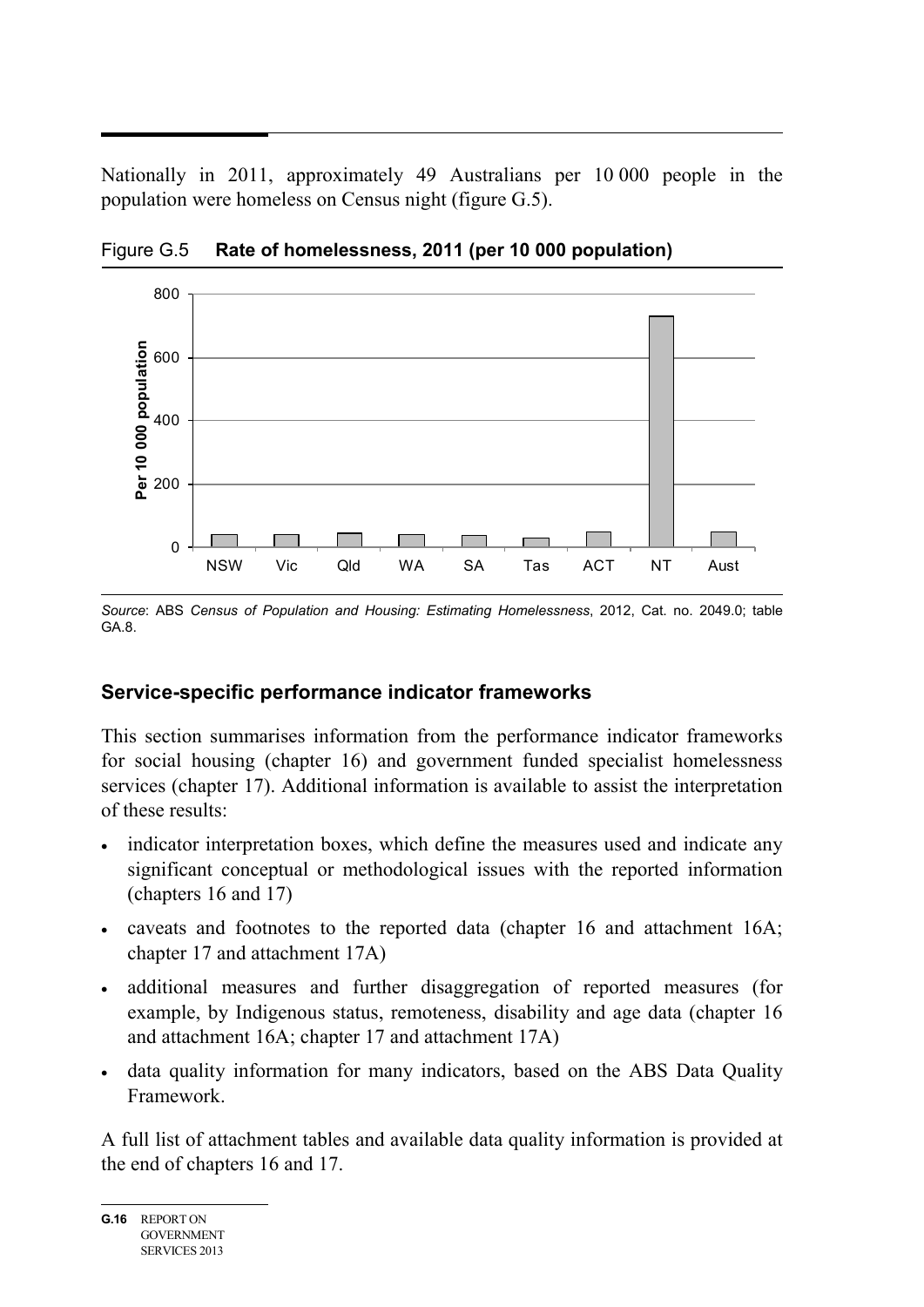Nationally in 2011, approximately 49 Australians per 10 000 people in the population were homeless on Census night (figure G.5).

Figure G.5 **Rate of homelessness, 2011 (per 10 000 population)**

*Source*: ABS *Census of Population and Housing: Estimating Homelessness*, 2012, Cat. no. 2049.0; table GA.8.

### Service-specific performance indicator frameworks

This section summarises information from the performance indicator frameworks for social housing (chapter 16) and government funded specialist homelessness services (chapter 17). Additional information is available to assist the interpretation of these results:

- indicator interpretation boxes, which define the measures used and indicate any significant conceptual or methodological issues with the reported information (chapters 16 and 17)
- caveats and footnotes to the reported data (chapter 16 and attachment 16A; chapter 17 and attachment 17A)
- additional measures and further disaggregation of reported measures (for example, by Indigenous status, remoteness, disability and age data (chapter 16 and attachment 16A; chapter 17 and attachment 17A)
- data quality information for many indicators, based on the ABS Data Quality Framework.

A full list of attachment tables and available data quality information is provided at the end of chapters 16 and 17.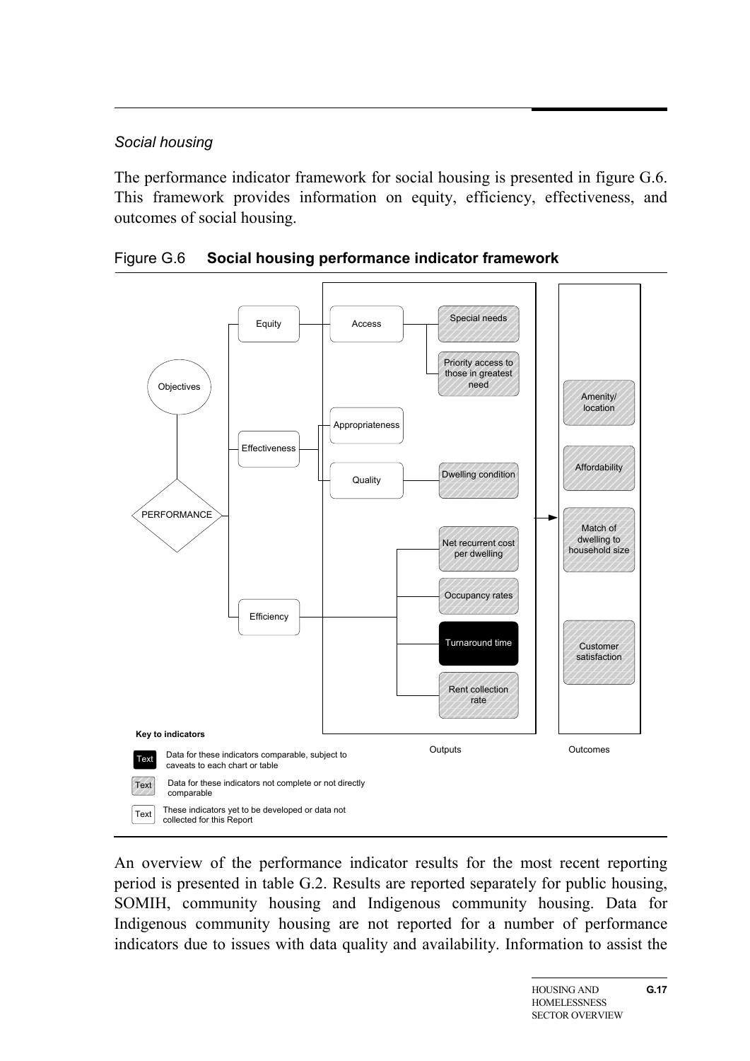*Social housing*

The performance indicator framework for social housing is presented in figure G.6. This framework provides information on equity, efficiency, effectiveness, and outcomes of social housing.

Figure G.6 **Social housing performance indicator framework**

Objectives

PERFORMANCE

Equity — Access — Special needs; Priority access to those in greatest need

Effectiveness — Appropriateness; Quality — Dwelling condition

Efficiency — Net recurrent cost per dwelling; Occupancy rates; Turnaround time; Rent collection rate

Outputs

Outcomes: Amenity/ location; Affordability; Match of dwelling to household size; Customer satisfaction

**Key to indicators**

- Text — Data for these indicators comparable, subject to caveats to each chart or table
- Text — Data for these indicators not complete or not directly comparable
- Text — These indicators yet to be developed or data not collected for this Report

An overview of the performance indicator results for the most recent reporting period is presented in table G.2. Results are reported separately for public housing, SOMIH, community housing and Indigenous community housing. Data for Indigenous community housing are not reported for a number of performance indicators due to issues with data quality and availability. Information to assist the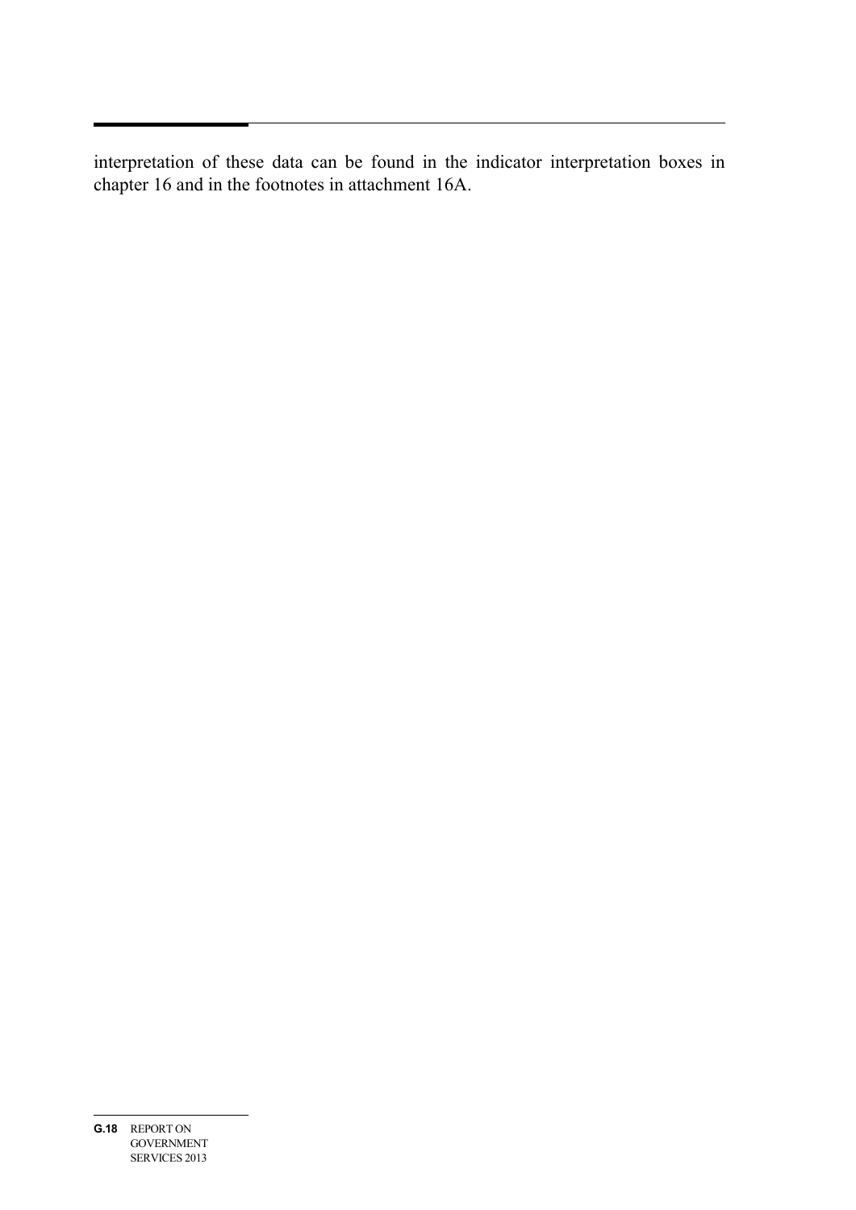interpretation of these data can be found in the indicator interpretation boxes in chapter 16 and in the footnotes in attachment 16A.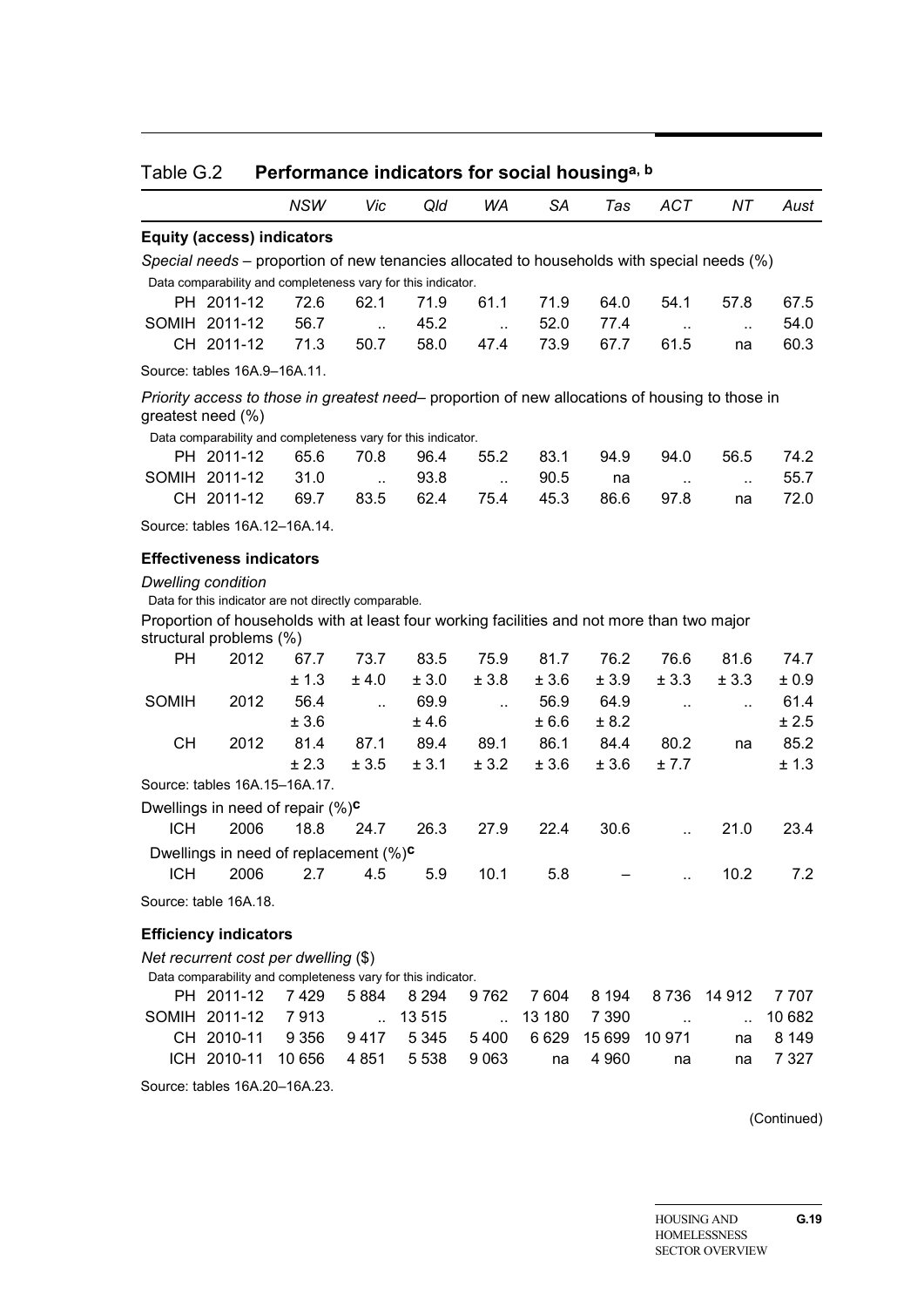Table G.2 **Performance indicators for social housing**[a, b]

| | | *NSW* | *Vic* | *Qld* | *WA* | *SA* | *Tas* | *ACT* | *NT* | *Aust* |
|---|---|---|---|---|---|---|---|---|---|---|
| **Equity (access) indicators** | | | | | | | | | | |
| *Special needs* – proportion of new tenancies allocated to households with special needs (%) | | | | | | | | | | |
| Data comparability and completeness vary for this indicator. | | | | | | | | | | |
| PH | 2011-12 | 72.6 | 62.1 | 71.9 | 61.1 | 71.9 | 64.0 | 54.1 | 57.8 | 67.5 |
| SOMIH | 2011-12 | 56.7 | .. | 45.2 | .. | 52.0 | 77.4 | .. | .. | 54.0 |
| CH | 2011-12 | 71.3 | 50.7 | 58.0 | 47.4 | 73.9 | 67.7 | 61.5 | na | 60.3 |
| Source: tables 16A.9–16A.11. | | | | | | | | | | |
| *Priority access to those in greatest need*– proportion of new allocations of housing to those in greatest need (%) | | | | | | | | | | |
| Data comparability and completeness vary for this indicator. | | | | | | | | | | |
| PH | 2011-12 | 65.6 | 70.8 | 96.4 | 55.2 | 83.1 | 94.9 | 94.0 | 56.5 | 74.2 |
| SOMIH | 2011-12 | 31.0 | .. | 93.8 | .. | 90.5 | na | .. | .. | 55.7 |
| CH | 2011-12 | 69.7 | 83.5 | 62.4 | 75.4 | 45.3 | 86.6 | 97.8 | na | 72.0 |
| Source: tables 16A.12–16A.14. | | | | | | | | | | |
| **Effectiveness indicators** | | | | | | | | | | |
| *Dwelling condition* | | | | | | | | | | |
| Data for this indicator are not directly comparable. | | | | | | | | | | |
| Proportion of households with at least four working facilities and not more than two major structural problems (%) | | | | | | | | | | |
| PH | 2012 | 67.7 | 73.7 | 83.5 | 75.9 | 81.7 | 76.2 | 76.6 | 81.6 | 74.7 |
| | | ± 1.3 | ± 4.0 | ± 3.0 | ± 3.8 | ± 3.6 | ± 3.9 | ± 3.3 | ± 3.3 | ± 0.9 |
| SOMIH | 2012 | 56.4 | .. | 69.9 | .. | 56.9 | 64.9 | .. | .. | 61.4 |
| | | ± 3.6 | | ± 4.6 | | ± 6.6 | ± 8.2 | | | ± 2.5 |
| CH | 2012 | 81.4 | 87.1 | 89.4 | 89.1 | 86.1 | 84.4 | 80.2 | na | 85.2 |
| | | ± 2.3 | ± 3.5 | ± 3.1 | ± 3.2 | ± 3.6 | ± 3.6 | ± 7.7 | | ± 1.3 |
| Source: tables 16A.15–16A.17. | | | | | | | | | | |
| Dwellings in need of repair (%)[c] | | | | | | | | | | |
| ICH | 2006 | 18.8 | 24.7 | 26.3 | 27.9 | 22.4 | 30.6 | .. | 21.0 | 23.4 |
| Dwellings in need of replacement (%)[c] | | | | | | | | | | |
| ICH | 2006 | 2.7 | 4.5 | 5.9 | 10.1 | 5.8 | – | .. | 10.2 | 7.2 |
| Source: table 16A.18. | | | | | | | | | | |
| **Efficiency indicators** | | | | | | | | | | |
| *Net recurrent cost per dwelling* ($) | | | | | | | | | | |
| Data comparability and completeness vary for this indicator. | | | | | | | | | | |
| PH | 2011-12 | 7 429 | 5 884 | 8 294 | 9 762 | 7 604 | 8 194 | 8 736 | 14 912 | 7 707 |
| SOMIH | 2011-12 | 7 913 | .. | 13 515 | .. | 13 180 | 7 390 | .. | .. | 10 682 |
| CH | 2010-11 | 9 356 | 9 417 | 5 345 | 5 400 | 6 629 | 15 699 | 10 971 | na | 8 149 |
| ICH | 2010-11 | 10 656 | 4 851 | 5 538 | 9 063 | na | 4 960 | na | na | 7 327 |

Source: tables 16A.20–16A.23.

(Continued)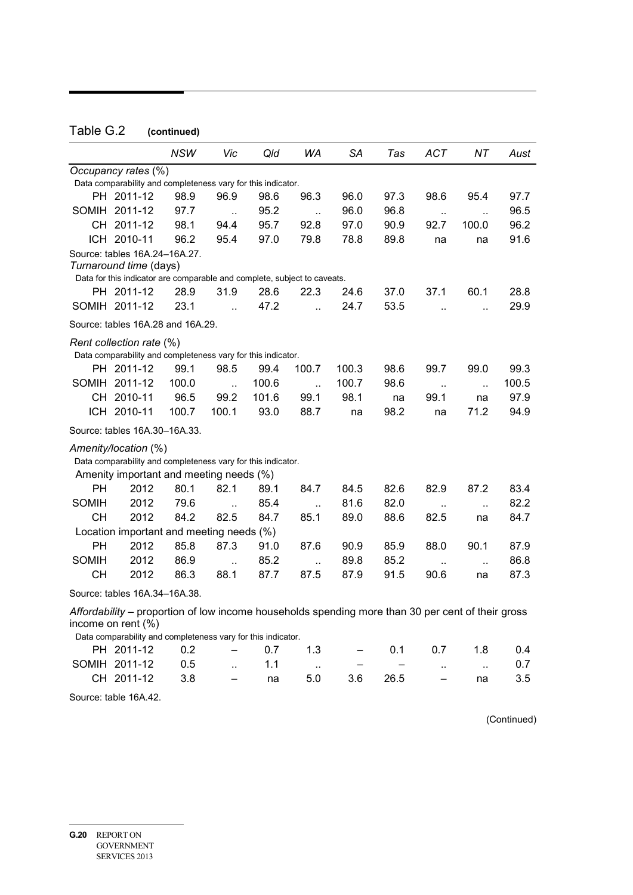Table G.2 **(continued)**

| | NSW | Vic | Qld | WA | SA | Tas | ACT | NT | Aust |
|---|---|---|---|---|---|---|---|---|---|
| *Occupancy rates* (%) | | | | | | | | | |
| Data comparability and completeness vary for this indicator. | | | | | | | | | |
| PH 2011-12 | 98.9 | 96.9 | 98.6 | 96.3 | 96.0 | 97.3 | 98.6 | 95.4 | 97.7 |
| SOMIH 2011-12 | 97.7 | .. | 95.2 | .. | 96.0 | 96.8 | .. | .. | 96.5 |
| CH 2011-12 | 98.1 | 94.4 | 95.7 | 92.8 | 97.0 | 90.9 | 92.7 | 100.0 | 96.2 |
| ICH 2010-11 | 96.2 | 95.4 | 97.0 | 79.8 | 78.8 | 89.8 | na | na | 91.6 |
| Source: tables 16A.24–16A.27. | | | | | | | | | |
| *Turnaround time* (days) | | | | | | | | | |
| Data for this indicator are comparable and complete, subject to caveats. | | | | | | | | | |
| PH 2011-12 | 28.9 | 31.9 | 28.6 | 22.3 | 24.6 | 37.0 | 37.1 | 60.1 | 28.8 |
| SOMIH 2011-12 | 23.1 | .. | 47.2 | .. | 24.7 | 53.5 | .. | .. | 29.9 |
| Source: tables 16A.28 and 16A.29. | | | | | | | | | |
| *Rent collection rate* (%) | | | | | | | | | |
| Data comparability and completeness vary for this indicator. | | | | | | | | | |
| PH 2011-12 | 99.1 | 98.5 | 99.4 | 100.7 | 100.3 | 98.6 | 99.7 | 99.0 | 99.3 |
| SOMIH 2011-12 | 100.0 | .. | 100.6 | .. | 100.7 | 98.6 | .. | .. | 100.5 |
| CH 2010-11 | 96.5 | 99.2 | 101.6 | 99.1 | 98.1 | na | 99.1 | na | 97.9 |
| ICH 2010-11 | 100.7 | 100.1 | 93.0 | 88.7 | na | 98.2 | na | 71.2 | 94.9 |
| Source: tables 16A.30–16A.33. | | | | | | | | | |
| *Amenity/location* (%) | | | | | | | | | |
| Data comparability and completeness vary for this indicator. | | | | | | | | | |
| Amenity important and meeting needs (%) | | | | | | | | | |
| PH 2012 | 80.1 | 82.1 | 89.1 | 84.7 | 84.5 | 82.6 | 82.9 | 87.2 | 83.4 |
| SOMIH 2012 | 79.6 | .. | 85.4 | .. | 81.6 | 82.0 | .. | .. | 82.2 |
| CH 2012 | 84.2 | 82.5 | 84.7 | 85.1 | 89.0 | 88.6 | 82.5 | na | 84.7 |
| Location important and meeting needs (%) | | | | | | | | | |
| PH 2012 | 85.8 | 87.3 | 91.0 | 87.6 | 90.9 | 85.9 | 88.0 | 90.1 | 87.9 |
| SOMIH 2012 | 86.9 | .. | 85.2 | .. | 89.8 | 85.2 | .. | .. | 86.8 |
| CH 2012 | 86.3 | 88.1 | 87.7 | 87.5 | 87.9 | 91.5 | 90.6 | na | 87.3 |
| Source: tables 16A.34–16A.38. | | | | | | | | | |
| *Affordability* – proportion of low income households spending more than 30 per cent of their gross income on rent (%) | | | | | | | | | |
| Data comparability and completeness vary for this indicator. | | | | | | | | | |
| PH 2011-12 | 0.2 | – | 0.7 | 1.3 | – | 0.1 | 0.7 | 1.8 | 0.4 |
| SOMIH 2011-12 | 0.5 | .. | 1.1 | .. | – | – | .. | .. | 0.7 |
| CH 2011-12 | 3.8 | – | na | 5.0 | 3.6 | 26.5 | – | na | 3.5 |
| Source: table 16A.42. | | | | | | | | | |

(Continued)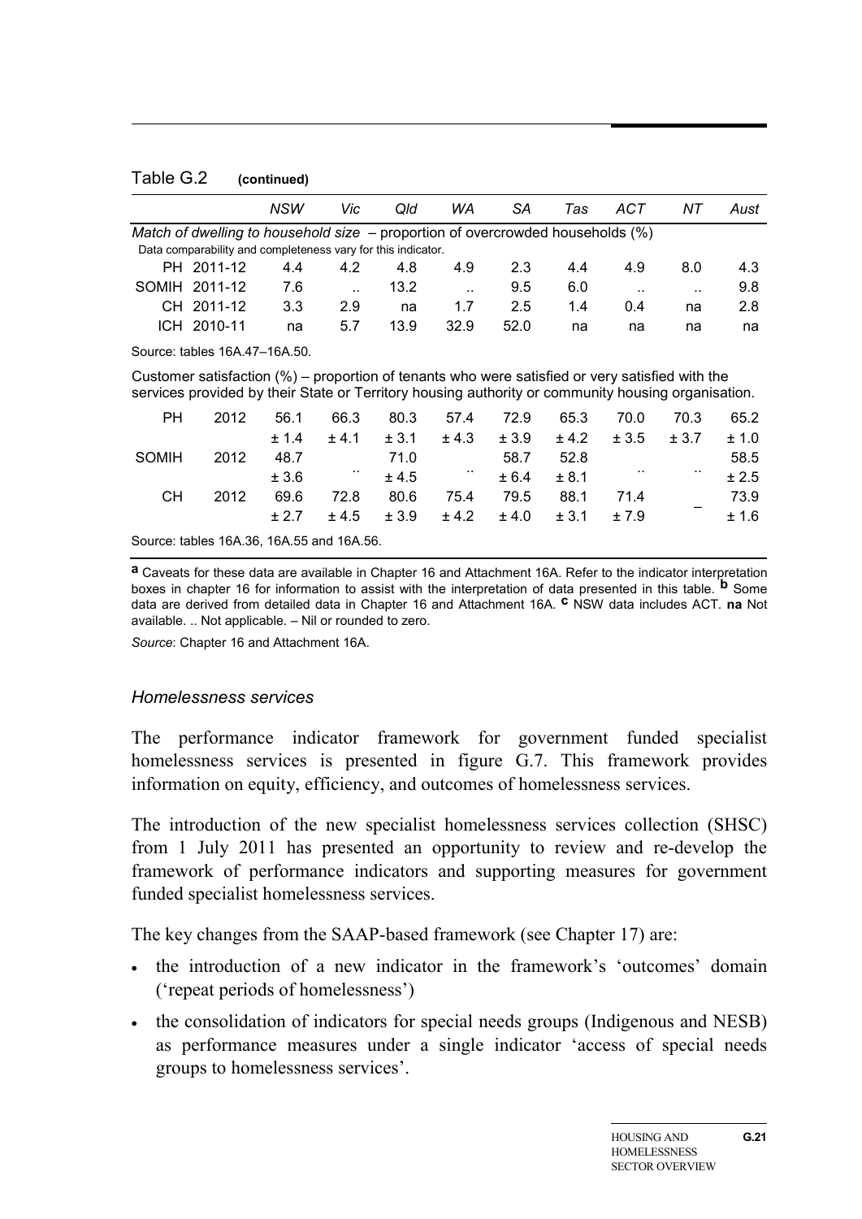Table G.2 **(continued)**

| | | NSW | Vic | Qld | WA | SA | Tas | ACT | NT | Aust |
|---|---|---|---|---|---|---|---|---|---|---|
| *Match of dwelling to household size – proportion of overcrowded households (%)* | | | | | | | | | | |
| Data comparability and completeness vary for this indicator. | | | | | | | | | | |
| PH | 2011-12 | 4.4 | 4.2 | 4.8 | 4.9 | 2.3 | 4.4 | 4.9 | 8.0 | 4.3 |
| SOMIH | 2011-12 | 7.6 | .. | 13.2 | .. | 9.5 | 6.0 | .. | .. | 9.8 |
| CH | 2011-12 | 3.3 | 2.9 | na | 1.7 | 2.5 | 1.4 | 0.4 | na | 2.8 |
| ICH | 2010-11 | na | 5.7 | 13.9 | 32.9 | 52.0 | na | na | na | na |
| Source: tables 16A.47–16A.50. | | | | | | | | | | |
| Customer satisfaction (%) – proportion of tenants who were satisfied or very satisfied with the services provided by their State or Territory housing authority or community housing organisation. | | | | | | | | | | |
| PH | 2012 | 56.1 | 66.3 | 80.3 | 57.4 | 72.9 | 65.3 | 70.0 | 70.3 | 65.2 |
| | | ± 1.4 | ± 4.1 | ± 3.1 | ± 4.3 | ± 3.9 | ± 4.2 | ± 3.5 | ± 3.7 | ± 1.0 |
| SOMIH | 2012 | 48.7 | .. | 71.0 | .. | 58.7 | 52.8 | .. | .. | 58.5 |
| | | ± 3.6 | | ± 4.5 | | ± 6.4 | ± 8.1 | | | ± 2.5 |
| CH | 2012 | 69.6 | 72.8 | 80.6 | 75.4 | 79.5 | 88.1 | 71.4 | – | 73.9 |
| | | ± 2.7 | ± 4.5 | ± 3.9 | ± 4.2 | ± 4.0 | ± 3.1 | ± 7.9 | | ± 1.6 |

Source: tables 16A.36, 16A.55 and 16A.56.

**a** Caveats for these data are available in Chapter 16 and Attachment 16A. Refer to the indicator interpretation boxes in chapter 16 for information to assist with the interpretation of data presented in this table. **b** Some data are derived from detailed data in Chapter 16 and Attachment 16A. **c** NSW data includes ACT. **na** Not available. .. Not applicable. – Nil or rounded to zero.

*Source*: Chapter 16 and Attachment 16A.

### *Homelessness services*

The performance indicator framework for government funded specialist homelessness services is presented in figure G.7. This framework provides information on equity, efficiency, and outcomes of homelessness services.

The introduction of the new specialist homelessness services collection (SHSC) from 1 July 2011 has presented an opportunity to review and re-develop the framework of performance indicators and supporting measures for government funded specialist homelessness services.

The key changes from the SAAP-based framework (see Chapter 17) are:

- the introduction of a new indicator in the framework's 'outcomes' domain ('repeat periods of homelessness')
- the consolidation of indicators for special needs groups (Indigenous and NESB) as performance measures under a single indicator 'access of special needs groups to homelessness services'.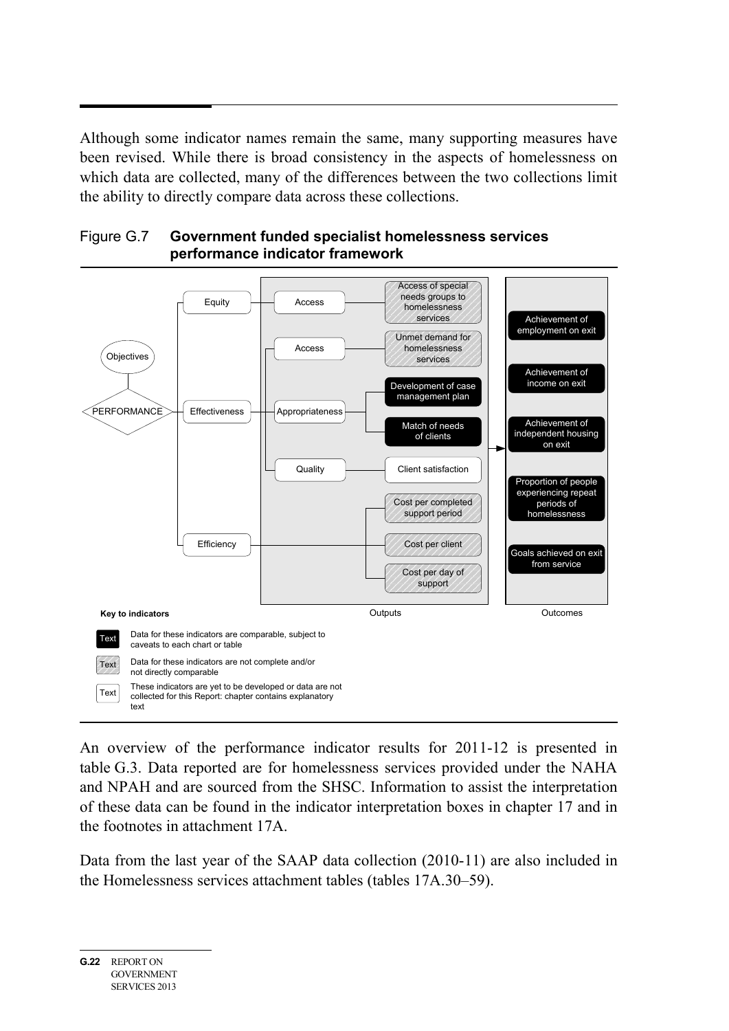Although some indicator names remain the same, many supporting measures have been revised. While there is broad consistency in the aspects of homelessness on which data are collected, many of the differences between the two collections limit the ability to directly compare data across these collections.

Figure G.7 **Government funded specialist homelessness services performance indicator framework**

- Objectives
- PERFORMANCE
  - Equity
    - Access
      - Access of special needs groups to homelessness services
  - Effectiveness
    - Access
      - Unmet demand for homelessness services
    - Appropriateness
      - Development of case management plan
      - Match of needs of clients
    - Quality
      - Client satisfaction
  - Efficiency
    - Cost per completed support period
    - Cost per client
    - Cost per day of support

Outputs

Outcomes:

- Achievement of employment on exit
- Achievement of income on exit
- Achievement of independent housing on exit
- Proportion of people experiencing repeat periods of homelessness
- Goals achieved on exit from service

**Key to indicators**

| Key | Description |
|---|---|
| Text (black) | Data for these indicators are comparable, subject to caveats to each chart or table |
| Text (shaded) | Data for these indicators are not complete and/or not directly comparable |
| Text (white) | These indicators are yet to be developed or data are not collected for this Report: chapter contains explanatory text |

An overview of the performance indicator results for 2011-12 is presented in table G.3. Data reported are for homelessness services provided under the NAHA and NPAH and are sourced from the SHSC. Information to assist the interpretation of these data can be found in the indicator interpretation boxes in chapter 17 and in the footnotes in attachment 17A.

Data from the last year of the SAAP data collection (2010-11) are also included in the Homelessness services attachment tables (tables 17A.30–59).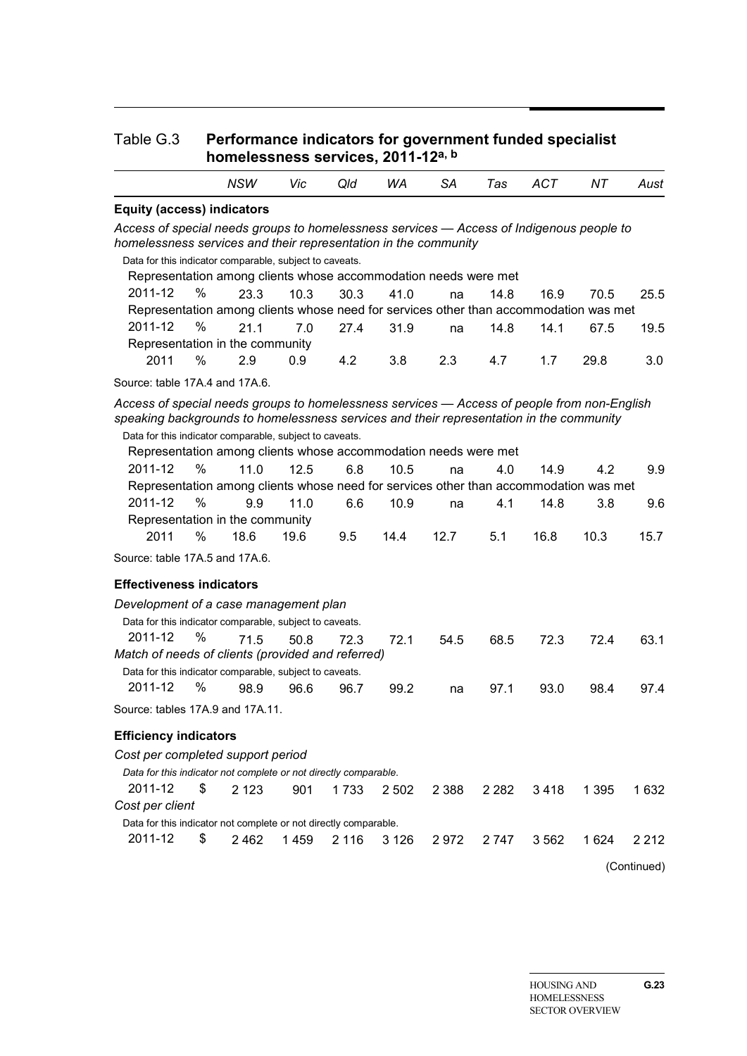## Table G.3 Performance indicators for government funded specialist homelessness services, 2011-12[a, b]

| | | NSW | Vic | Qld | WA | SA | Tas | ACT | NT | Aust |
|---|---|---|---|---|---|---|---|---|---|---|
| **Equity (access) indicators** | | | | | | | | | | |
| *Access of special needs groups to homelessness services — Access of Indigenous people to homelessness services and their representation in the community* | | | | | | | | | | |
| Data for this indicator comparable, subject to caveats. | | | | | | | | | | |
| Representation among clients whose accommodation needs were met | | | | | | | | | | |
| 2011-12 | % | 23.3 | 10.3 | 30.3 | 41.0 | na | 14.8 | 16.9 | 70.5 | 25.5 |
| Representation among clients whose need for services other than accommodation was met | | | | | | | | | | |
| 2011-12 | % | 21.1 | 7.0 | 27.4 | 31.9 | na | 14.8 | 14.1 | 67.5 | 19.5 |
| Representation in the community | | | | | | | | | | |
| 2011 | % | 2.9 | 0.9 | 4.2 | 3.8 | 2.3 | 4.7 | 1.7 | 29.8 | 3.0 |
| Source: table 17A.4 and 17A.6. | | | | | | | | | | |
| *Access of special needs groups to homelessness services — Access of people from non-English speaking backgrounds to homelessness services and their representation in the community* | | | | | | | | | | |
| Data for this indicator comparable, subject to caveats. | | | | | | | | | | |
| Representation among clients whose accommodation needs were met | | | | | | | | | | |
| 2011-12 | % | 11.0 | 12.5 | 6.8 | 10.5 | na | 4.0 | 14.9 | 4.2 | 9.9 |
| Representation among clients whose need for services other than accommodation was met | | | | | | | | | | |
| 2011-12 | % | 9.9 | 11.0 | 6.6 | 10.9 | na | 4.1 | 14.8 | 3.8 | 9.6 |
| Representation in the community | | | | | | | | | | |
| 2011 | % | 18.6 | 19.6 | 9.5 | 14.4 | 12.7 | 5.1 | 16.8 | 10.3 | 15.7 |
| Source: table 17A.5 and 17A.6. | | | | | | | | | | |
| **Effectiveness indicators** | | | | | | | | | | |
| *Development of a case management plan* | | | | | | | | | | |
| Data for this indicator comparable, subject to caveats. | | | | | | | | | | |
| 2011-12 | % | 71.5 | 50.8 | 72.3 | 72.1 | 54.5 | 68.5 | 72.3 | 72.4 | 63.1 |
| *Match of needs of clients (provided and referred)* | | | | | | | | | | |
| Data for this indicator comparable, subject to caveats. | | | | | | | | | | |
| 2011-12 | % | 98.9 | 96.6 | 96.7 | 99.2 | na | 97.1 | 93.0 | 98.4 | 97.4 |
| Source: tables 17A.9 and 17A.11. | | | | | | | | | | |
| **Efficiency indicators** | | | | | | | | | | |
| *Cost per completed support period* | | | | | | | | | | |
| *Data for this indicator not complete or not directly comparable.* | | | | | | | | | | |
| 2011-12 | $ | 2 123 | 901 | 1 733 | 2 502 | 2 388 | 2 282 | 3 418 | 1 395 | 1 632 |
| *Cost per client* | | | | | | | | | | |
| Data for this indicator not complete or not directly comparable. | | | | | | | | | | |
| 2011-12 | $ | 2 462 | 1 459 | 2 116 | 3 126 | 2 972 | 2 747 | 3 562 | 1 624 | 2 212 |

(Continued)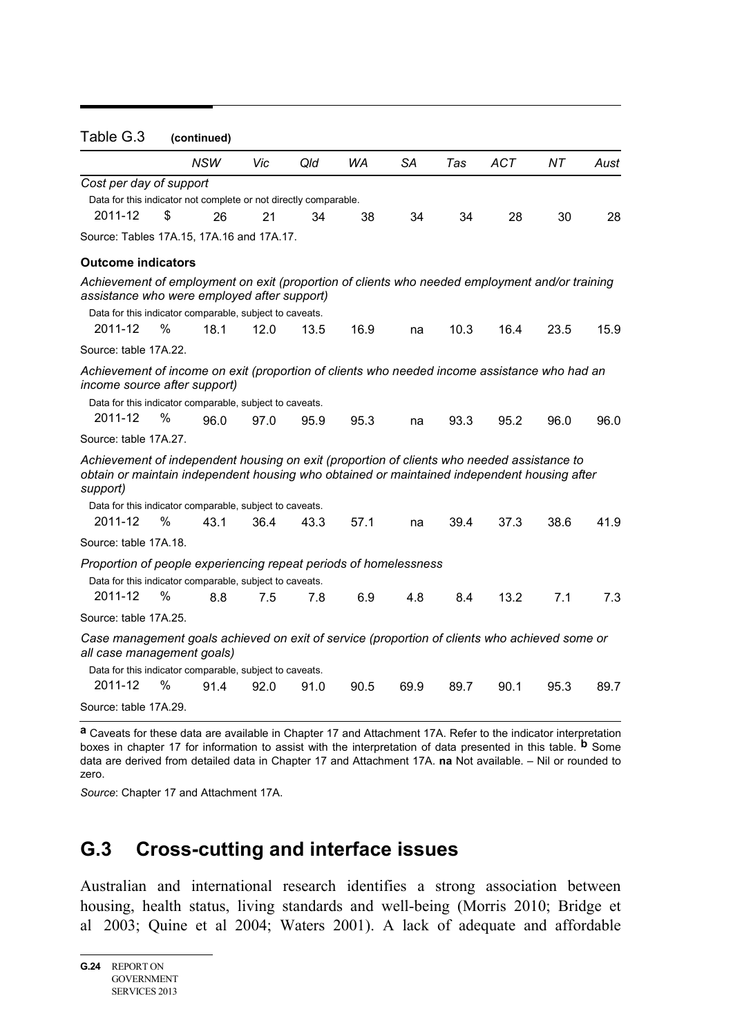Table G.3 **(continued)**

| | | *NSW* | *Vic* | *Qld* | *WA* | *SA* | *Tas* | *ACT* | *NT* | *Aust* |
|---|---|---|---|---|---|---|---|---|---|---|
| *Cost per day of support* | | | | | | | | | | |
| Data for this indicator not complete or not directly comparable. | | | | | | | | | | |
| 2011-12 | $ | 26 | 21 | 34 | 38 | 34 | 34 | 28 | 30 | 28 |
| Source: Tables 17A.15, 17A.16 and 17A.17. | | | | | | | | | | |
| **Outcome indicators** | | | | | | | | | | |
| *Achievement of employment on exit (proportion of clients who needed employment and/or training assistance who were employed after support)* | | | | | | | | | | |
| Data for this indicator comparable, subject to caveats. | | | | | | | | | | |
| 2011-12 | % | 18.1 | 12.0 | 13.5 | 16.9 | na | 10.3 | 16.4 | 23.5 | 15.9 |
| Source: table 17A.22. | | | | | | | | | | |
| *Achievement of income on exit (proportion of clients who needed income assistance who had an income source after support)* | | | | | | | | | | |
| Data for this indicator comparable, subject to caveats. | | | | | | | | | | |
| 2011-12 | % | 96.0 | 97.0 | 95.9 | 95.3 | na | 93.3 | 95.2 | 96.0 | 96.0 |
| Source: table 17A.27. | | | | | | | | | | |
| *Achievement of independent housing on exit (proportion of clients who needed assistance to obtain or maintain independent housing who obtained or maintained independent housing after support)* | | | | | | | | | | |
| Data for this indicator comparable, subject to caveats. | | | | | | | | | | |
| 2011-12 | % | 43.1 | 36.4 | 43.3 | 57.1 | na | 39.4 | 37.3 | 38.6 | 41.9 |
| Source: table 17A.18. | | | | | | | | | | |
| *Proportion of people experiencing repeat periods of homelessness* | | | | | | | | | | |
| Data for this indicator comparable, subject to caveats. | | | | | | | | | | |
| 2011-12 | % | 8.8 | 7.5 | 7.8 | 6.9 | 4.8 | 8.4 | 13.2 | 7.1 | 7.3 |
| Source: table 17A.25. | | | | | | | | | | |
| *Case management goals achieved on exit of service (proportion of clients who achieved some or all case management goals)* | | | | | | | | | | |
| Data for this indicator comparable, subject to caveats. | | | | | | | | | | |
| 2011-12 | % | 91.4 | 92.0 | 91.0 | 90.5 | 69.9 | 89.7 | 90.1 | 95.3 | 89.7 |
| Source: table 17A.29. | | | | | | | | | | |

**a** Caveats for these data are available in Chapter 17 and Attachment 17A. Refer to the indicator interpretation boxes in chapter 17 for information to assist with the interpretation of data presented in this table. **b** Some data are derived from detailed data in Chapter 17 and Attachment 17A. **na** Not available. – Nil or rounded to zero.

*Source*: Chapter 17 and Attachment 17A.

## G.3 Cross-cutting and interface issues

Australian and international research identifies a strong association between housing, health status, living standards and well-being (Morris 2010; Bridge et al 2003; Quine et al 2004; Waters 2001). A lack of adequate and affordable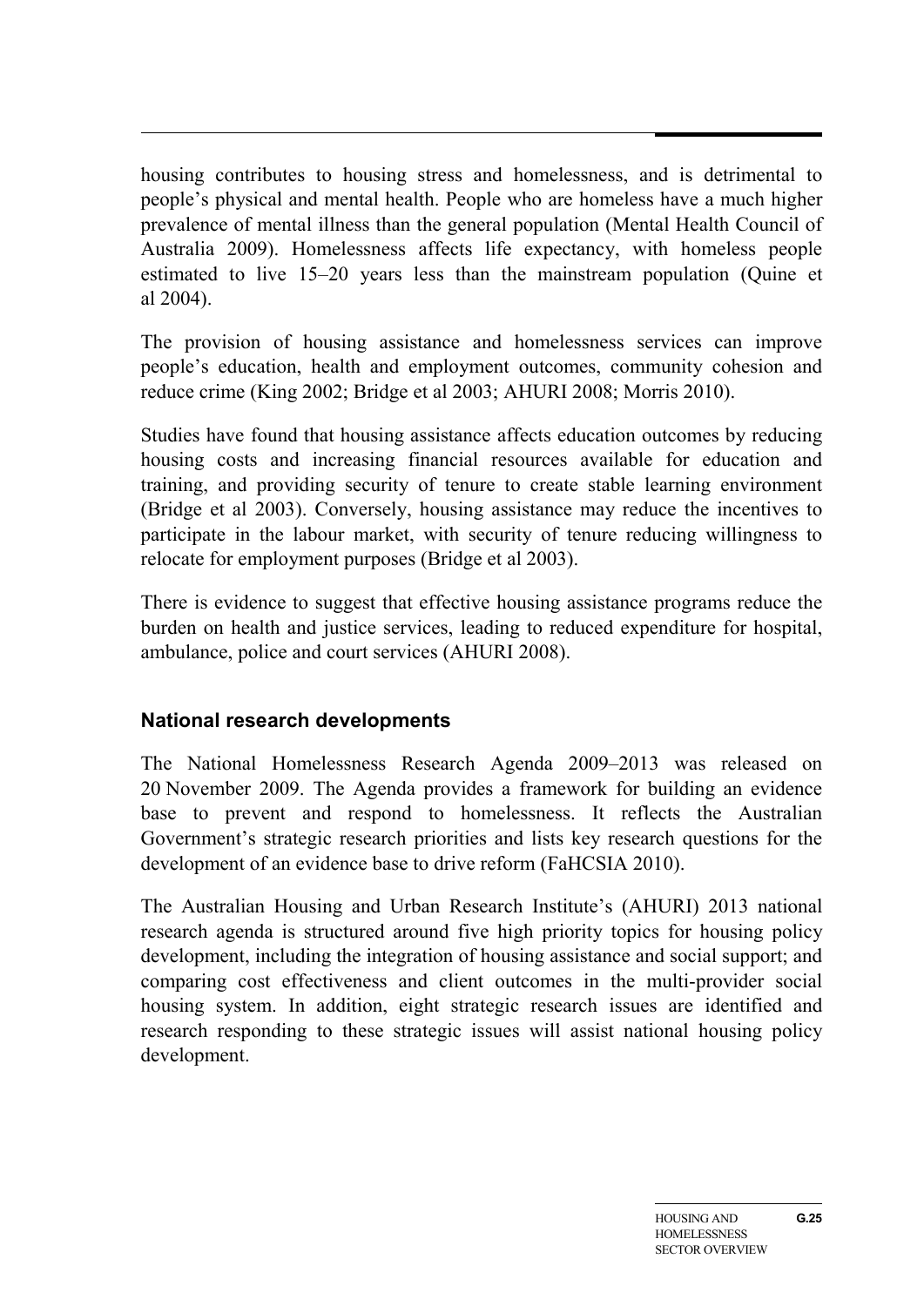housing contributes to housing stress and homelessness, and is detrimental to people's physical and mental health. People who are homeless have a much higher prevalence of mental illness than the general population (Mental Health Council of Australia 2009). Homelessness affects life expectancy, with homeless people estimated to live 15–20 years less than the mainstream population (Quine et al 2004).

The provision of housing assistance and homelessness services can improve people's education, health and employment outcomes, community cohesion and reduce crime (King 2002; Bridge et al 2003; AHURI 2008; Morris 2010).

Studies have found that housing assistance affects education outcomes by reducing housing costs and increasing financial resources available for education and training, and providing security of tenure to create stable learning environment (Bridge et al 2003). Conversely, housing assistance may reduce the incentives to participate in the labour market, with security of tenure reducing willingness to relocate for employment purposes (Bridge et al 2003).

There is evidence to suggest that effective housing assistance programs reduce the burden on health and justice services, leading to reduced expenditure for hospital, ambulance, police and court services (AHURI 2008).

### National research developments

The National Homelessness Research Agenda 2009–2013 was released on 20 November 2009. The Agenda provides a framework for building an evidence base to prevent and respond to homelessness. It reflects the Australian Government's strategic research priorities and lists key research questions for the development of an evidence base to drive reform (FaHCSIA 2010).

The Australian Housing and Urban Research Institute's (AHURI) 2013 national research agenda is structured around five high priority topics for housing policy development, including the integration of housing assistance and social support; and comparing cost effectiveness and client outcomes in the multi-provider social housing system. In addition, eight strategic research issues are identified and research responding to these strategic issues will assist national housing policy development.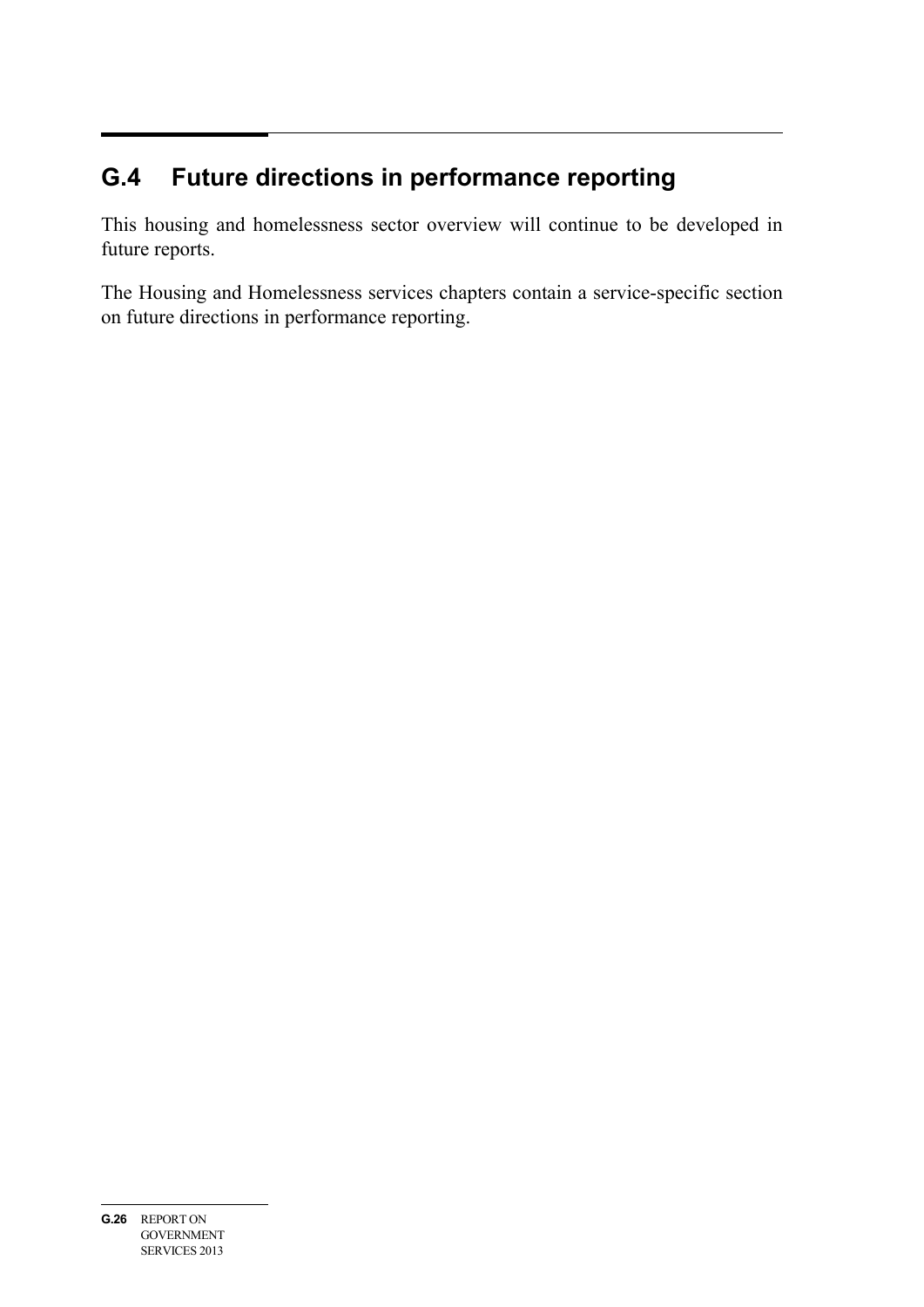## G.4 Future directions in performance reporting

This housing and homelessness sector overview will continue to be developed in future reports.

The Housing and Homelessness services chapters contain a service-specific section on future directions in performance reporting.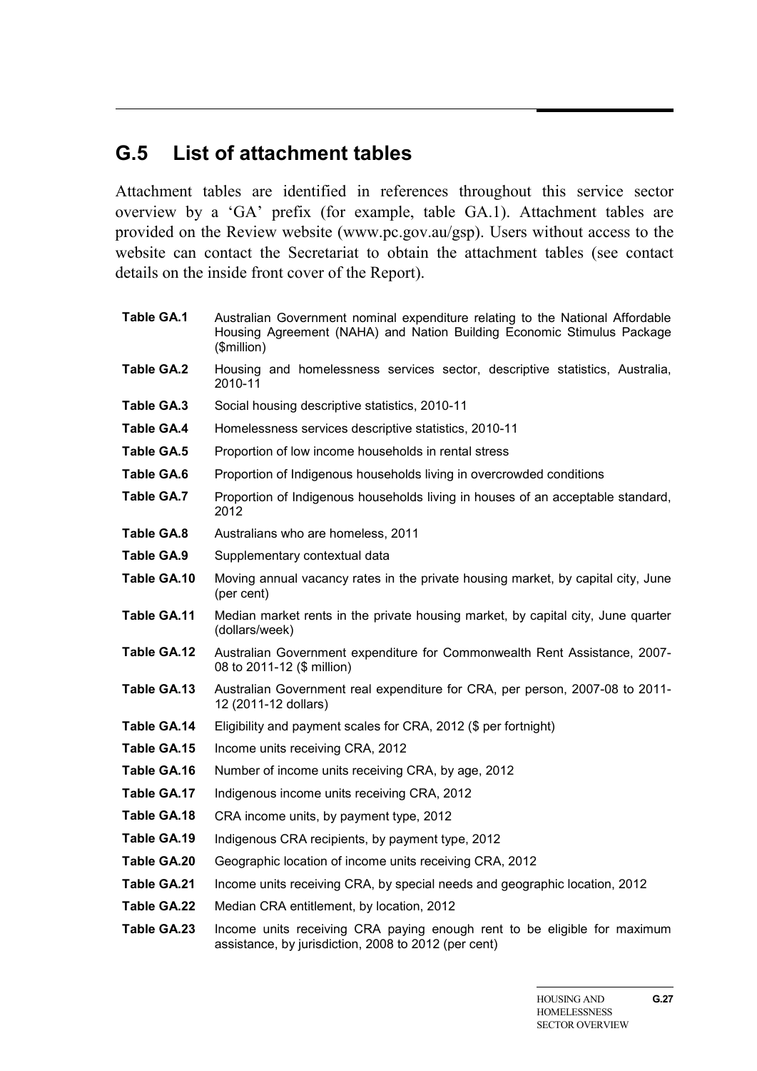## G.5 List of attachment tables

Attachment tables are identified in references throughout this service sector overview by a 'GA' prefix (for example, table GA.1). Attachment tables are provided on the Review website (www.pc.gov.au/gsp). Users without access to the website can contact the Secretariat to obtain the attachment tables (see contact details on the inside front cover of the Report).

| | |
|---|---|
| **Table GA.1** | Australian Government nominal expenditure relating to the National Affordable Housing Agreement (NAHA) and Nation Building Economic Stimulus Package ($million) |
| **Table GA.2** | Housing and homelessness services sector, descriptive statistics, Australia, 2010-11 |
| **Table GA.3** | Social housing descriptive statistics, 2010-11 |
| **Table GA.4** | Homelessness services descriptive statistics, 2010-11 |
| **Table GA.5** | Proportion of low income households in rental stress |
| **Table GA.6** | Proportion of Indigenous households living in overcrowded conditions |
| **Table GA.7** | Proportion of Indigenous households living in houses of an acceptable standard, 2012 |
| **Table GA.8** | Australians who are homeless, 2011 |
| **Table GA.9** | Supplementary contextual data |
| **Table GA.10** | Moving annual vacancy rates in the private housing market, by capital city, June (per cent) |
| **Table GA.11** | Median market rents in the private housing market, by capital city, June quarter (dollars/week) |
| **Table GA.12** | Australian Government expenditure for Commonwealth Rent Assistance, 2007-08 to 2011-12 ($ million) |
| **Table GA.13** | Australian Government real expenditure for CRA, per person, 2007-08 to 2011-12 (2011-12 dollars) |
| **Table GA.14** | Eligibility and payment scales for CRA, 2012 ($ per fortnight) |
| **Table GA.15** | Income units receiving CRA, 2012 |
| **Table GA.16** | Number of income units receiving CRA, by age, 2012 |
| **Table GA.17** | Indigenous income units receiving CRA, 2012 |
| **Table GA.18** | CRA income units, by payment type, 2012 |
| **Table GA.19** | Indigenous CRA recipients, by payment type, 2012 |
| **Table GA.20** | Geographic location of income units receiving CRA, 2012 |
| **Table GA.21** | Income units receiving CRA, by special needs and geographic location, 2012 |
| **Table GA.22** | Median CRA entitlement, by location, 2012 |
| **Table GA.23** | Income units receiving CRA paying enough rent to be eligible for maximum assistance, by jurisdiction, 2008 to 2012 (per cent) |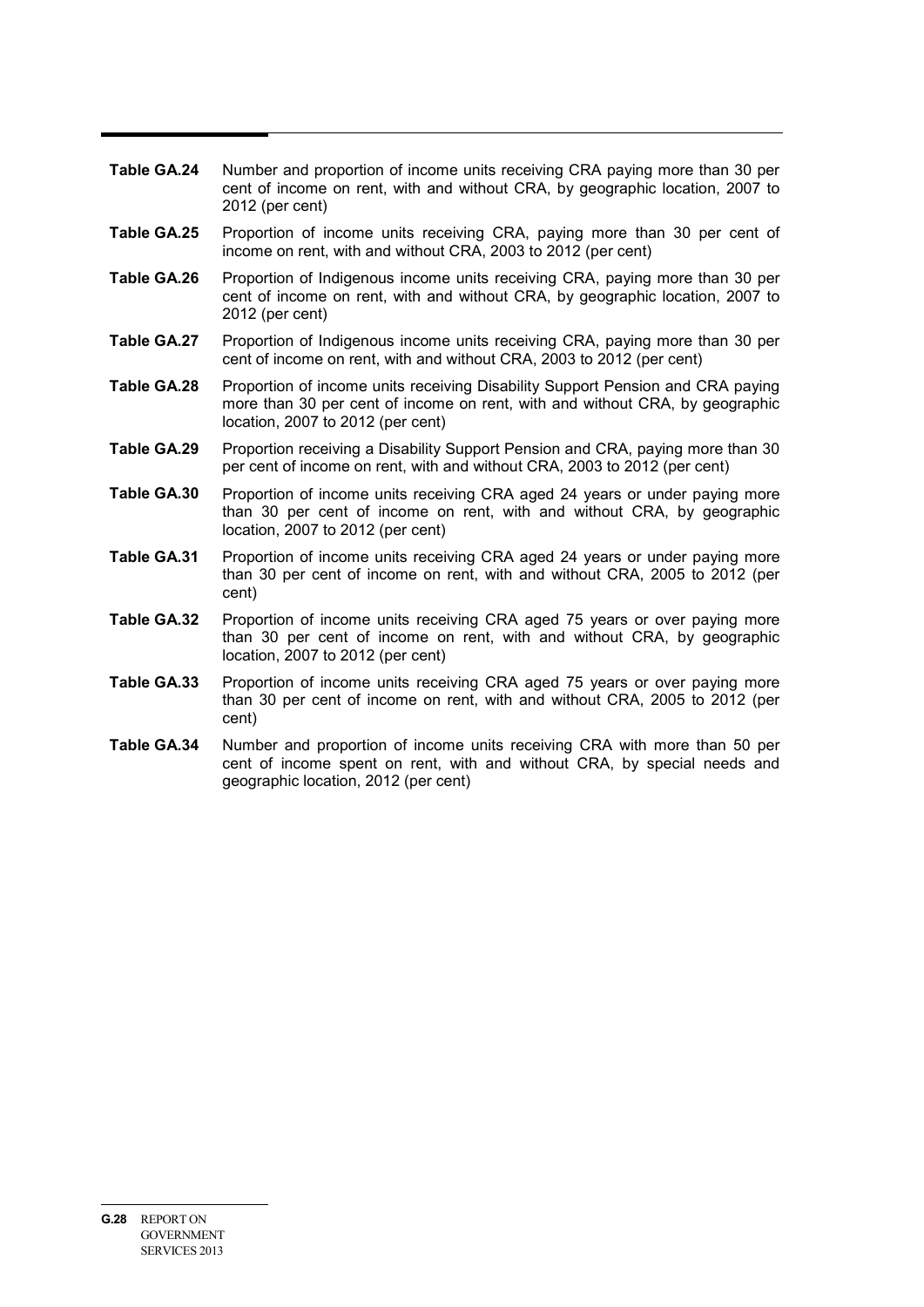**Table GA.24** Number and proportion of income units receiving CRA paying more than 30 per cent of income on rent, with and without CRA, by geographic location, 2007 to 2012 (per cent)

**Table GA.25** Proportion of income units receiving CRA, paying more than 30 per cent of income on rent, with and without CRA, 2003 to 2012 (per cent)

**Table GA.26** Proportion of Indigenous income units receiving CRA, paying more than 30 per cent of income on rent, with and without CRA, by geographic location, 2007 to 2012 (per cent)

**Table GA.27** Proportion of Indigenous income units receiving CRA, paying more than 30 per cent of income on rent, with and without CRA, 2003 to 2012 (per cent)

**Table GA.28** Proportion of income units receiving Disability Support Pension and CRA paying more than 30 per cent of income on rent, with and without CRA, by geographic location, 2007 to 2012 (per cent)

**Table GA.29** Proportion receiving a Disability Support Pension and CRA, paying more than 30 per cent of income on rent, with and without CRA, 2003 to 2012 (per cent)

**Table GA.30** Proportion of income units receiving CRA aged 24 years or under paying more than 30 per cent of income on rent, with and without CRA, by geographic location, 2007 to 2012 (per cent)

**Table GA.31** Proportion of income units receiving CRA aged 24 years or under paying more than 30 per cent of income on rent, with and without CRA, 2005 to 2012 (per cent)

**Table GA.32** Proportion of income units receiving CRA aged 75 years or over paying more than 30 per cent of income on rent, with and without CRA, by geographic location, 2007 to 2012 (per cent)

**Table GA.33** Proportion of income units receiving CRA aged 75 years or over paying more than 30 per cent of income on rent, with and without CRA, 2005 to 2012 (per cent)

**Table GA.34** Number and proportion of income units receiving CRA with more than 50 per cent of income spent on rent, with and without CRA, by special needs and geographic location, 2012 (per cent)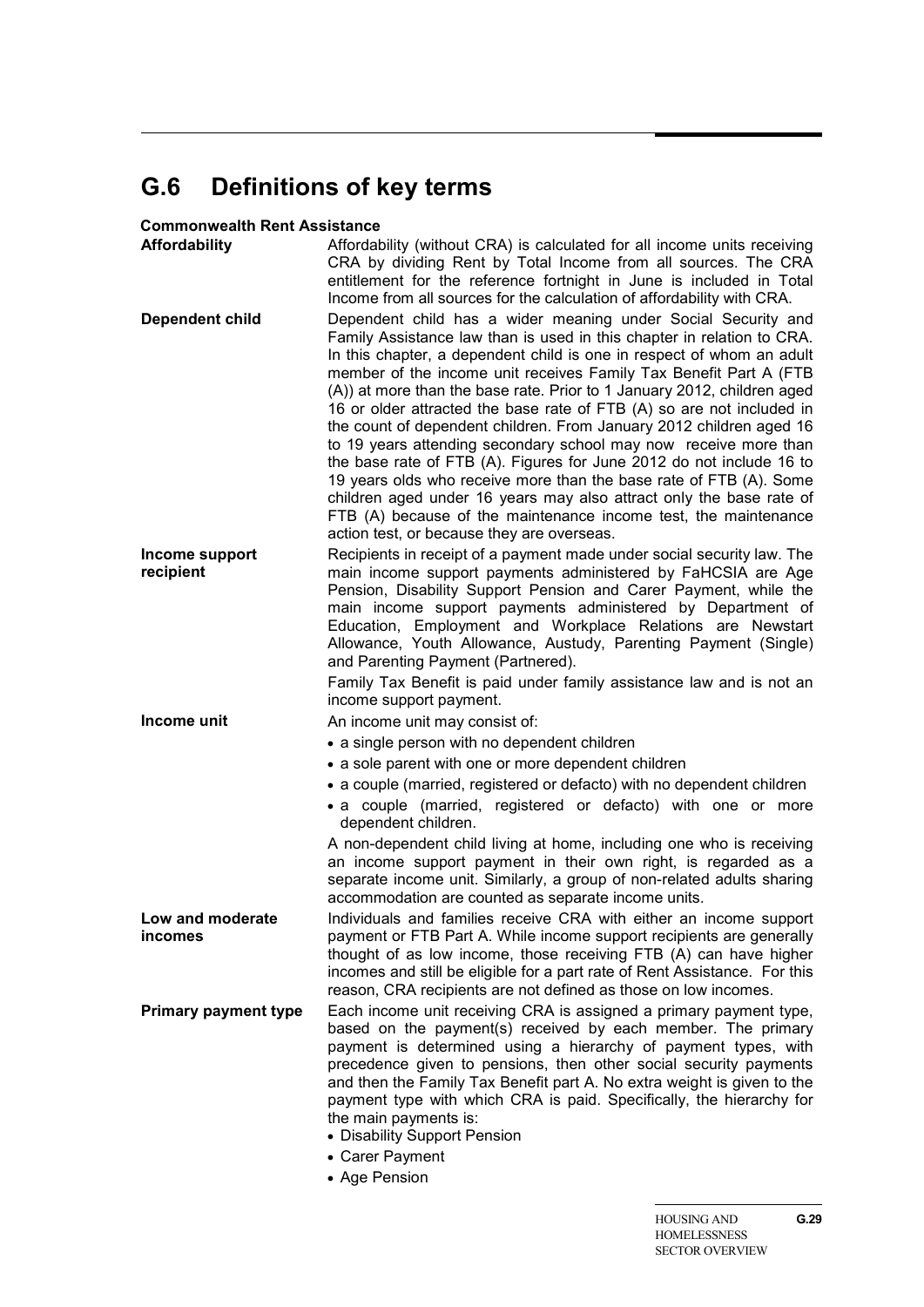## G.6 Definitions of key terms

**Commonwealth Rent Assistance**

**Affordability**
Affordability (without CRA) is calculated for all income units receiving CRA by dividing Rent by Total Income from all sources. The CRA entitlement for the reference fortnight in June is included in Total Income from all sources for the calculation of affordability with CRA.

**Dependent child**
Dependent child has a wider meaning under Social Security and Family Assistance law than is used in this chapter in relation to CRA. In this chapter, a dependent child is one in respect of whom an adult member of the income unit receives Family Tax Benefit Part A (FTB (A)) at more than the base rate. Prior to 1 January 2012, children aged 16 or older attracted the base rate of FTB (A) so are not included in the count of dependent children. From January 2012 children aged 16 to 19 years attending secondary school may now receive more than the base rate of FTB (A). Figures for June 2012 do not include 16 to 19 years olds who receive more than the base rate of FTB (A). Some children aged under 16 years may also attract only the base rate of FTB (A) because of the maintenance income test, the maintenance action test, or because they are overseas.

**Income support recipient**
Recipients in receipt of a payment made under social security law. The main income support payments administered by FaHCSIA are Age Pension, Disability Support Pension and Carer Payment, while the main income support payments administered by Department of Education, Employment and Workplace Relations are Newstart Allowance, Youth Allowance, Austudy, Parenting Payment (Single) and Parenting Payment (Partnered).

Family Tax Benefit is paid under family assistance law and is not an income support payment.

**Income unit**
An income unit may consist of:

- a single person with no dependent children
- a sole parent with one or more dependent children
- a couple (married, registered or defacto) with no dependent children
- a couple (married, registered or defacto) with one or more dependent children.

A non-dependent child living at home, including one who is receiving an income support payment in their own right, is regarded as a separate income unit. Similarly, a group of non-related adults sharing accommodation are counted as separate income units.

**Low and moderate incomes**
Individuals and families receive CRA with either an income support payment or FTB Part A. While income support recipients are generally thought of as low income, those receiving FTB (A) can have higher incomes and still be eligible for a part rate of Rent Assistance. For this reason, CRA recipients are not defined as those on low incomes.

**Primary payment type**
Each income unit receiving CRA is assigned a primary payment type, based on the payment(s) received by each member. The primary payment is determined using a hierarchy of payment types, with precedence given to pensions, then other social security payments and then the Family Tax Benefit part A. No extra weight is given to the payment type with which CRA is paid. Specifically, the hierarchy for the main payments is:

- Disability Support Pension
- Carer Payment
- Age Pension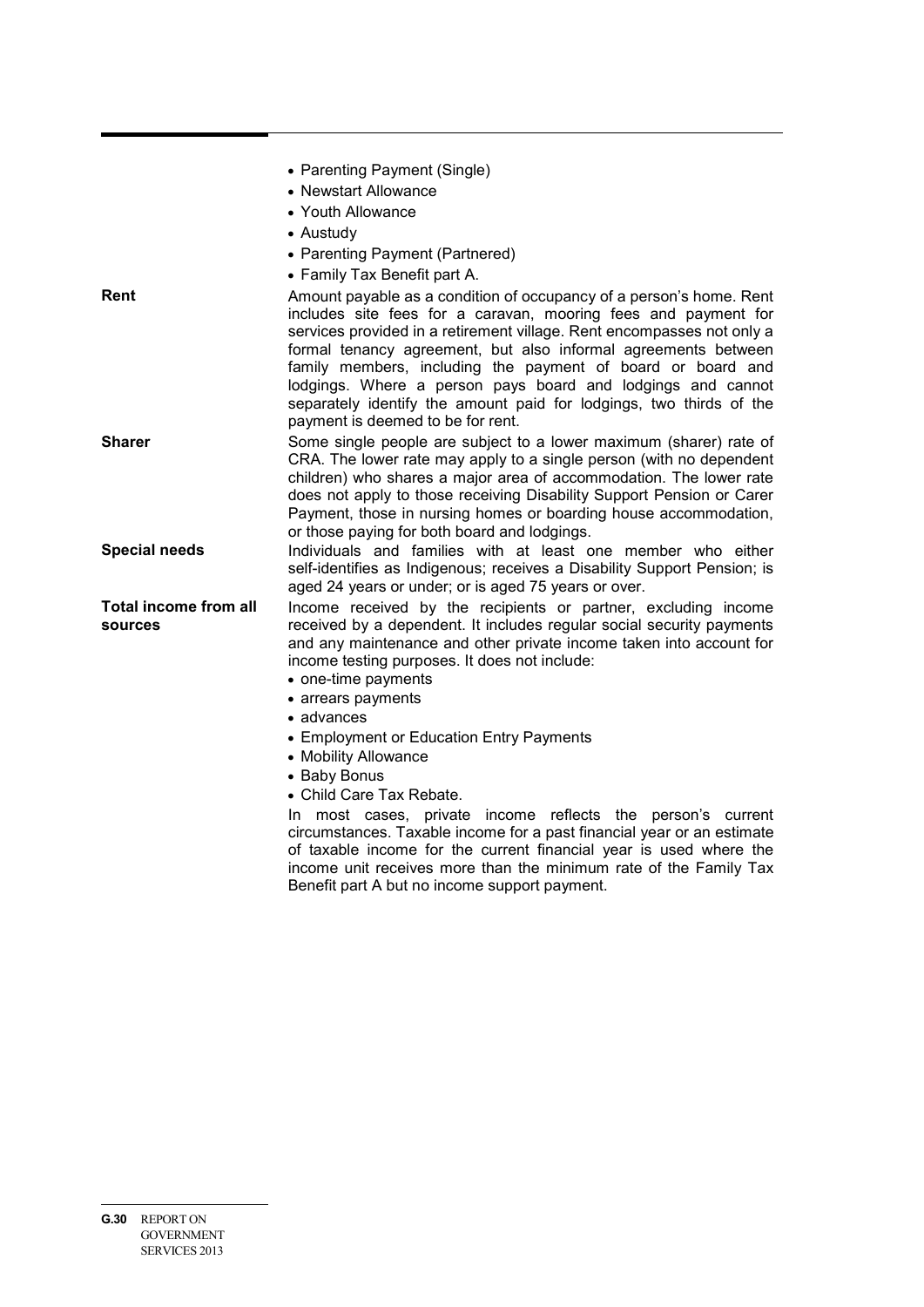- Parenting Payment (Single)
- Newstart Allowance
- Youth Allowance
- Austudy
- Parenting Payment (Partnered)
- Family Tax Benefit part A.

**Rent**

Amount payable as a condition of occupancy of a person's home. Rent includes site fees for a caravan, mooring fees and payment for services provided in a retirement village. Rent encompasses not only a formal tenancy agreement, but also informal agreements between family members, including the payment of board or board and lodgings. Where a person pays board and lodgings and cannot separately identify the amount paid for lodgings, two thirds of the payment is deemed to be for rent.

**Sharer**

Some single people are subject to a lower maximum (sharer) rate of CRA. The lower rate may apply to a single person (with no dependent children) who shares a major area of accommodation. The lower rate does not apply to those receiving Disability Support Pension or Carer Payment, those in nursing homes or boarding house accommodation, or those paying for both board and lodgings.

**Special needs**

Individuals and families with at least one member who either self-identifies as Indigenous; receives a Disability Support Pension; is aged 24 years or under; or is aged 75 years or over.

**Total income from all sources**

Income received by the recipients or partner, excluding income received by a dependent. It includes regular social security payments and any maintenance and other private income taken into account for income testing purposes. It does not include:

- one-time payments
- arrears payments
- advances
- Employment or Education Entry Payments
- Mobility Allowance
- Baby Bonus
- Child Care Tax Rebate.

In most cases, private income reflects the person's current circumstances. Taxable income for a past financial year or an estimate of taxable income for the current financial year is used where the income unit receives more than the minimum rate of the Family Tax Benefit part A but no income support payment.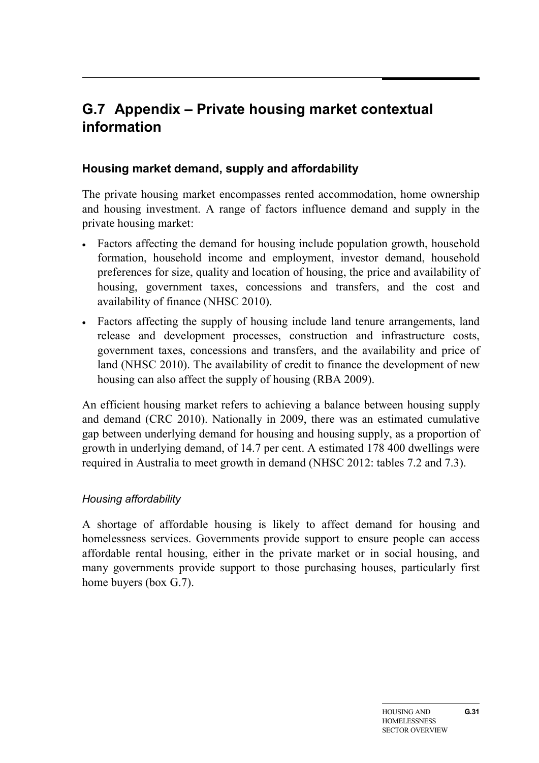## G.7 Appendix – Private housing market contextual information

### Housing market demand, supply and affordability

The private housing market encompasses rented accommodation, home ownership and housing investment. A range of factors influence demand and supply in the private housing market:

- Factors affecting the demand for housing include population growth, household formation, household income and employment, investor demand, household preferences for size, quality and location of housing, the price and availability of housing, government taxes, concessions and transfers, and the cost and availability of finance (NHSC 2010).
- Factors affecting the supply of housing include land tenure arrangements, land release and development processes, construction and infrastructure costs, government taxes, concessions and transfers, and the availability and price of land (NHSC 2010). The availability of credit to finance the development of new housing can also affect the supply of housing (RBA 2009).

An efficient housing market refers to achieving a balance between housing supply and demand (CRC 2010). Nationally in 2009, there was an estimated cumulative gap between underlying demand for housing and housing supply, as a proportion of growth in underlying demand, of 14.7 per cent. A estimated 178 400 dwellings were required in Australia to meet growth in demand (NHSC 2012: tables 7.2 and 7.3).

#### *Housing affordability*

A shortage of affordable housing is likely to affect demand for housing and homelessness services. Governments provide support to ensure people can access affordable rental housing, either in the private market or in social housing, and many governments provide support to those purchasing houses, particularly first home buyers (box G.7).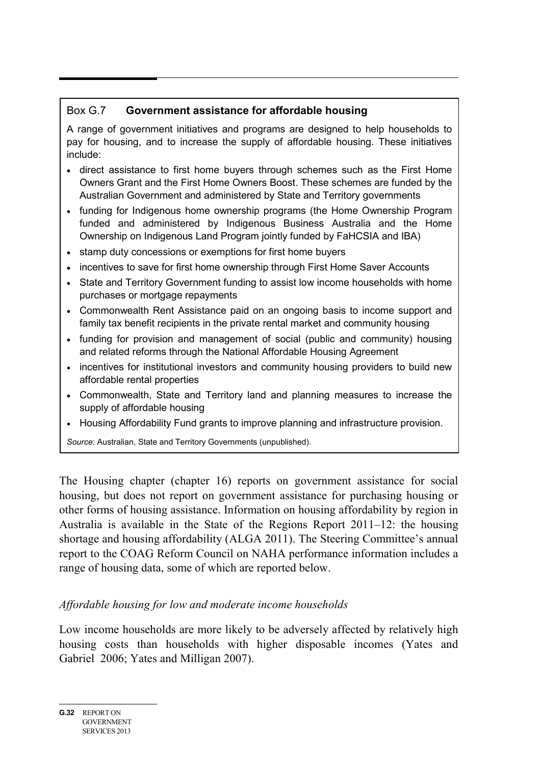### Box G.7 **Government assistance for affordable housing**

A range of government initiatives and programs are designed to help households to pay for housing, and to increase the supply of affordable housing. These initiatives include:

- direct assistance to first home buyers through schemes such as the First Home Owners Grant and the First Home Owners Boost. These schemes are funded by the Australian Government and administered by State and Territory governments
- funding for Indigenous home ownership programs (the Home Ownership Program funded and administered by Indigenous Business Australia and the Home Ownership on Indigenous Land Program jointly funded by FaHCSIA and IBA)
- stamp duty concessions or exemptions for first home buyers
- incentives to save for first home ownership through First Home Saver Accounts
- State and Territory Government funding to assist low income households with home purchases or mortgage repayments
- Commonwealth Rent Assistance paid on an ongoing basis to income support and family tax benefit recipients in the private rental market and community housing
- funding for provision and management of social (public and community) housing and related reforms through the National Affordable Housing Agreement
- incentives for institutional investors and community housing providers to build new affordable rental properties
- Commonwealth, State and Territory land and planning measures to increase the supply of affordable housing
- Housing Affordability Fund grants to improve planning and infrastructure provision.

*Source*: Australian, State and Territory Governments (unpublished).

The Housing chapter (chapter 16) reports on government assistance for social housing, but does not report on government assistance for purchasing housing or other forms of housing assistance. Information on housing affordability by region in Australia is available in the State of the Regions Report 2011–12: the housing shortage and housing affordability (ALGA 2011). The Steering Committee's annual report to the COAG Reform Council on NAHA performance information includes a range of housing data, some of which are reported below.

*Affordable housing for low and moderate income households*

Low income households are more likely to be adversely affected by relatively high housing costs than households with higher disposable incomes (Yates and Gabriel 2006; Yates and Milligan 2007).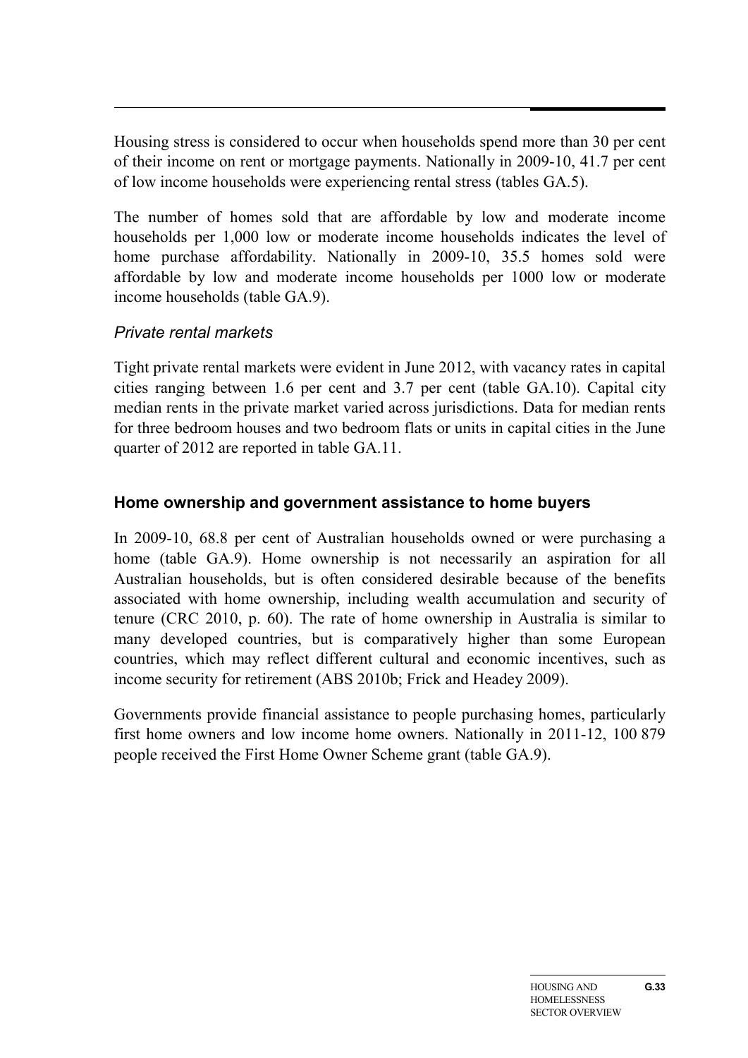Housing stress is considered to occur when households spend more than 30 per cent of their income on rent or mortgage payments. Nationally in 2009-10, 41.7 per cent of low income households were experiencing rental stress (tables GA.5).

The number of homes sold that are affordable by low and moderate income households per 1,000 low or moderate income households indicates the level of home purchase affordability. Nationally in 2009-10, 35.5 homes sold were affordable by low and moderate income households per 1000 low or moderate income households (table GA.9).

### *Private rental markets*

Tight private rental markets were evident in June 2012, with vacancy rates in capital cities ranging between 1.6 per cent and 3.7 per cent (table GA.10). Capital city median rents in the private market varied across jurisdictions. Data for median rents for three bedroom houses and two bedroom flats or units in capital cities in the June quarter of 2012 are reported in table GA.11.

## Home ownership and government assistance to home buyers

In 2009-10, 68.8 per cent of Australian households owned or were purchasing a home (table GA.9). Home ownership is not necessarily an aspiration for all Australian households, but is often considered desirable because of the benefits associated with home ownership, including wealth accumulation and security of tenure (CRC 2010, p. 60). The rate of home ownership in Australia is similar to many developed countries, but is comparatively higher than some European countries, which may reflect different cultural and economic incentives, such as income security for retirement (ABS 2010b; Frick and Headey 2009).

Governments provide financial assistance to people purchasing homes, particularly first home owners and low income home owners. Nationally in 2011-12, 100 879 people received the First Home Owner Scheme grant (table GA.9).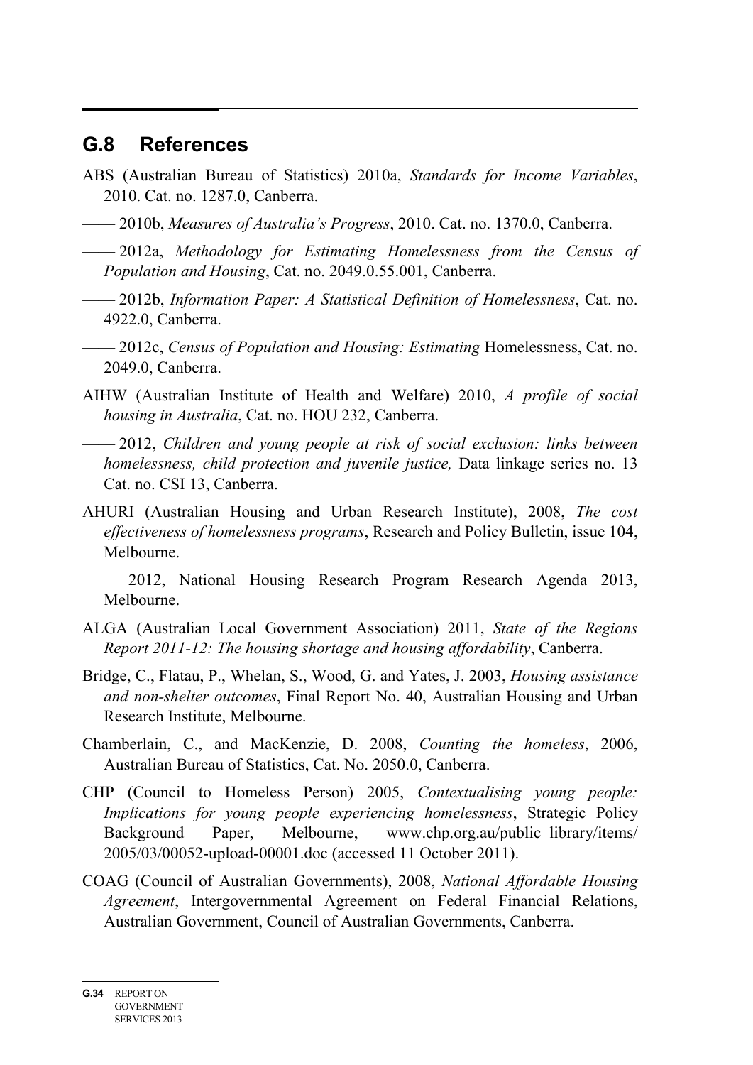## G.8 References

ABS (Australian Bureau of Statistics) 2010a, *Standards for Income Variables*, 2010. Cat. no. 1287.0, Canberra.

—— 2010b, *Measures of Australia's Progress*, 2010. Cat. no. 1370.0, Canberra.

—— 2012a, *Methodology for Estimating Homelessness from the Census of Population and Housing*, Cat. no. 2049.0.55.001, Canberra.

—— 2012b, *Information Paper: A Statistical Definition of Homelessness*, Cat. no. 4922.0, Canberra.

—— 2012c, *Census of Population and Housing: Estimating* Homelessness, Cat. no. 2049.0, Canberra.

AIHW (Australian Institute of Health and Welfare) 2010, *A profile of social housing in Australia*, Cat. no. HOU 232, Canberra.

—— 2012, *Children and young people at risk of social exclusion: links between homelessness, child protection and juvenile justice,* Data linkage series no. 13 Cat. no. CSI 13, Canberra.

AHURI (Australian Housing and Urban Research Institute), 2008, *The cost effectiveness of homelessness programs*, Research and Policy Bulletin, issue 104, Melbourne.

—— 2012, National Housing Research Program Research Agenda 2013, Melbourne.

ALGA (Australian Local Government Association) 2011, *State of the Regions Report 2011-12: The housing shortage and housing affordability*, Canberra.

Bridge, C., Flatau, P., Whelan, S., Wood, G. and Yates, J. 2003, *Housing assistance and non-shelter outcomes*, Final Report No. 40, Australian Housing and Urban Research Institute, Melbourne.

Chamberlain, C., and MacKenzie, D. 2008, *Counting the homeless*, 2006, Australian Bureau of Statistics, Cat. No. 2050.0, Canberra.

CHP (Council to Homeless Person) 2005, *Contextualising young people: Implications for young people experiencing homelessness*, Strategic Policy Background Paper, Melbourne, www.chp.org.au/public_library/items/2005/03/00052-upload-00001.doc (accessed 11 October 2011).

COAG (Council of Australian Governments), 2008, *National Affordable Housing Agreement*, Intergovernmental Agreement on Federal Financial Relations, Australian Government, Council of Australian Governments, Canberra.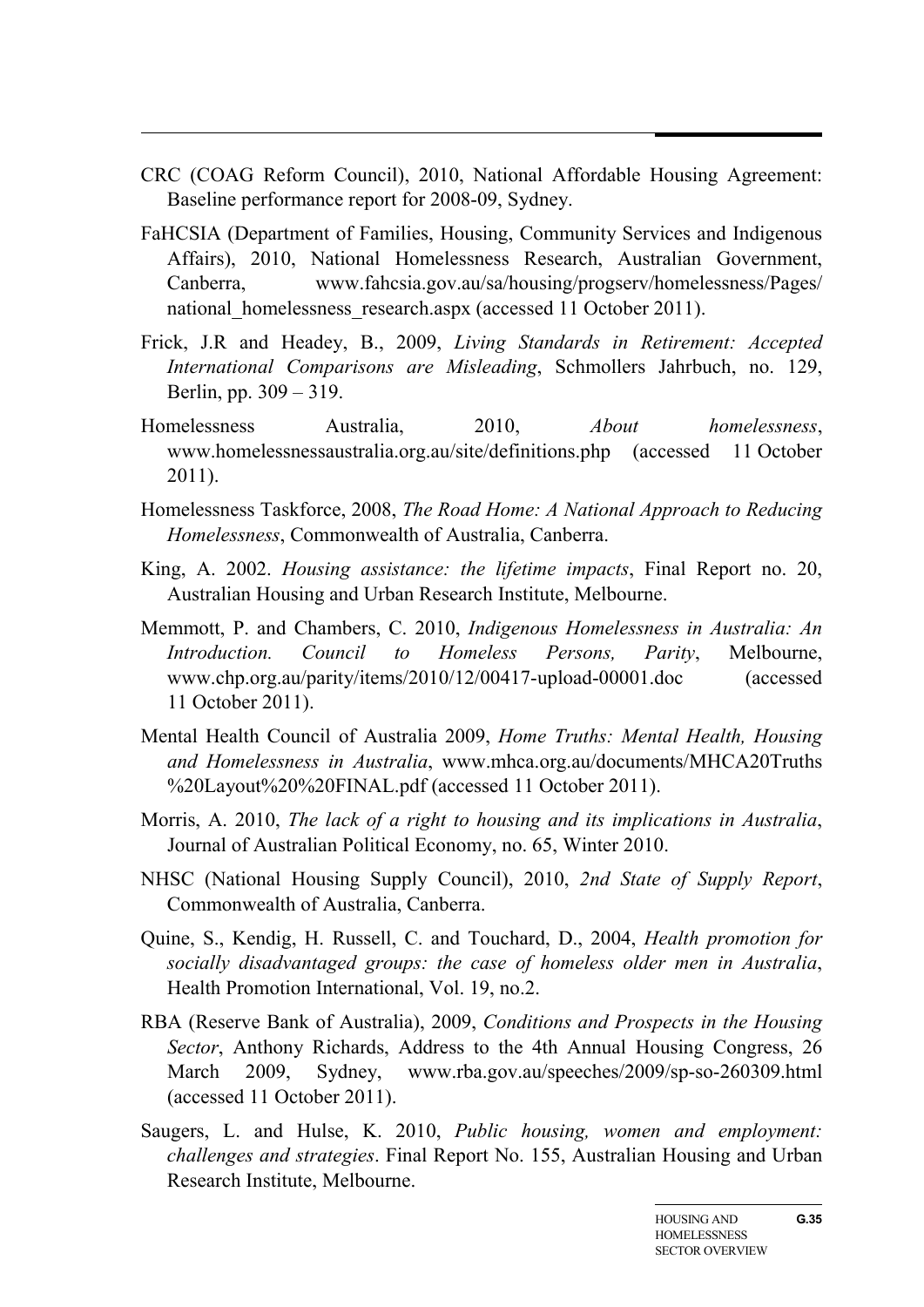CRC (COAG Reform Council), 2010, National Affordable Housing Agreement: Baseline performance report for 2008-09, Sydney.

FaHCSIA (Department of Families, Housing, Community Services and Indigenous Affairs), 2010, National Homelessness Research, Australian Government, Canberra, www.fahcsia.gov.au/sa/housing/progserv/homelessness/Pages/national_homelessness_research.aspx (accessed 11 October 2011).

Frick, J.R and Headey, B., 2009, *Living Standards in Retirement: Accepted International Comparisons are Misleading*, Schmollers Jahrbuch, no. 129, Berlin, pp. 309 – 319.

Homelessness Australia, 2010, *About homelessness*, www.homelessnessaustralia.org.au/site/definitions.php (accessed 11 October 2011).

Homelessness Taskforce, 2008, *The Road Home: A National Approach to Reducing Homelessness*, Commonwealth of Australia, Canberra.

King, A. 2002. *Housing assistance: the lifetime impacts*, Final Report no. 20, Australian Housing and Urban Research Institute, Melbourne.

Memmott, P. and Chambers, C. 2010, *Indigenous Homelessness in Australia: An Introduction. Council to Homeless Persons, Parity*, Melbourne, www.chp.org.au/parity/items/2010/12/00417-upload-00001.doc (accessed 11 October 2011).

Mental Health Council of Australia 2009, *Home Truths: Mental Health, Housing and Homelessness in Australia*, www.mhca.org.au/documents/MHCA20Truths%20Layout%20%20FINAL.pdf (accessed 11 October 2011).

Morris, A. 2010, *The lack of a right to housing and its implications in Australia*, Journal of Australian Political Economy, no. 65, Winter 2010.

NHSC (National Housing Supply Council), 2010, *2nd State of Supply Report*, Commonwealth of Australia, Canberra.

Quine, S., Kendig, H. Russell, C. and Touchard, D., 2004, *Health promotion for socially disadvantaged groups: the case of homeless older men in Australia*, Health Promotion International, Vol. 19, no.2.

RBA (Reserve Bank of Australia), 2009, *Conditions and Prospects in the Housing Sector*, Anthony Richards, Address to the 4th Annual Housing Congress, 26 March 2009, Sydney, www.rba.gov.au/speeches/2009/sp-so-260309.html (accessed 11 October 2011).

Saugers, L. and Hulse, K. 2010, *Public housing, women and employment: challenges and strategies*. Final Report No. 155, Australian Housing and Urban Research Institute, Melbourne.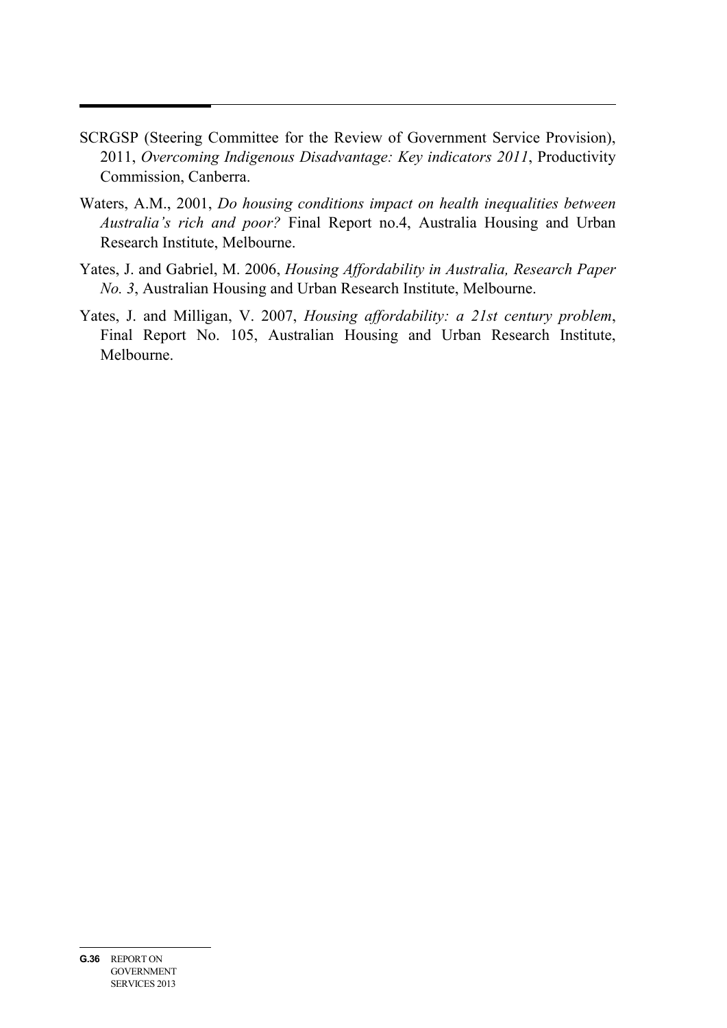SCRGSP (Steering Committee for the Review of Government Service Provision), 2011, *Overcoming Indigenous Disadvantage: Key indicators 2011*, Productivity Commission, Canberra.

Waters, A.M., 2001, *Do housing conditions impact on health inequalities between Australia's rich and poor?* Final Report no.4, Australia Housing and Urban Research Institute, Melbourne.

Yates, J. and Gabriel, M. 2006, *Housing Affordability in Australia, Research Paper No. 3*, Australian Housing and Urban Research Institute, Melbourne.

Yates, J. and Milligan, V. 2007, *Housing affordability: a 21st century problem*, Final Report No. 105, Australian Housing and Urban Research Institute, Melbourne.